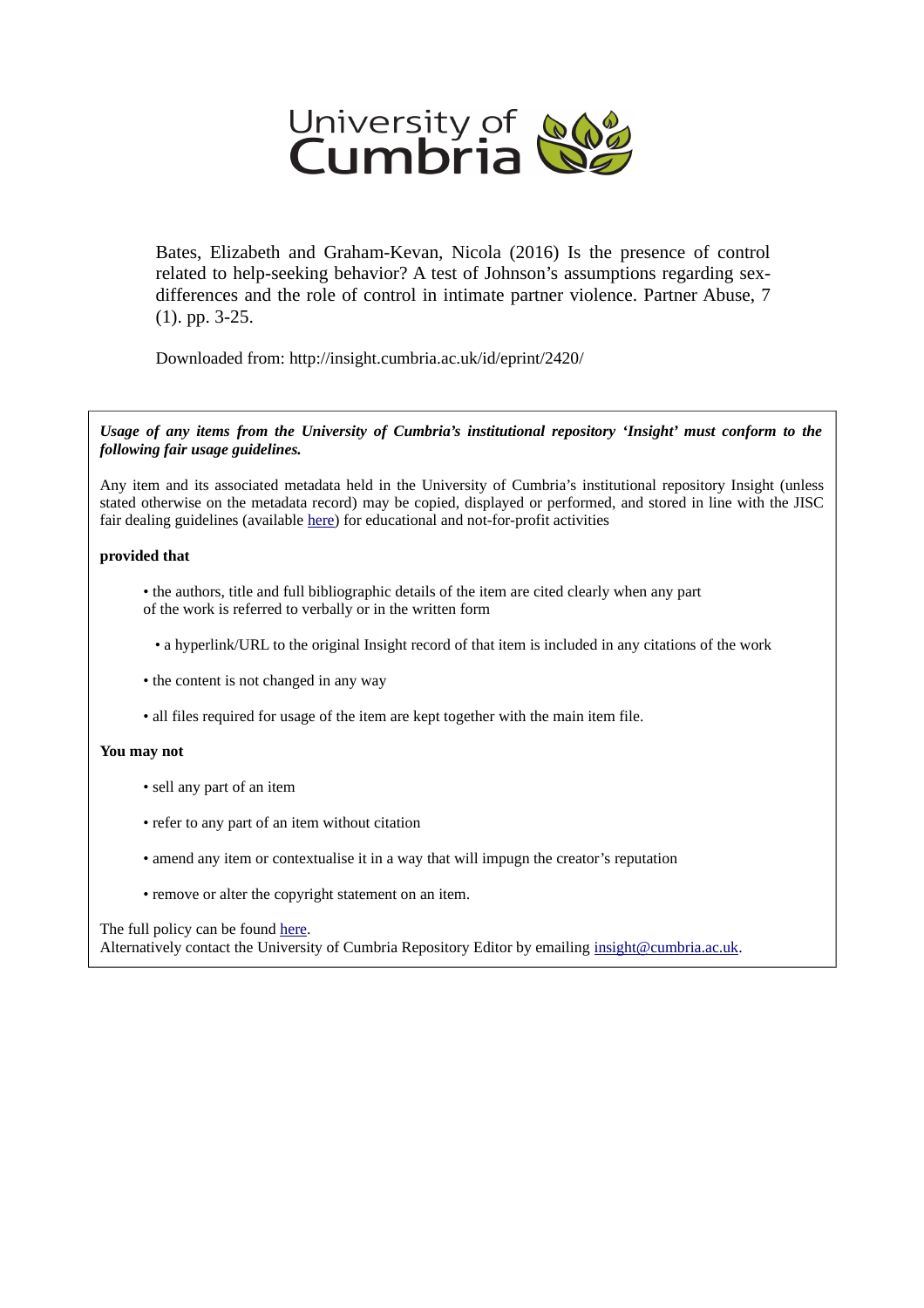University of Cumbria

Bates, Elizabeth and Graham-Kevan, Nicola (2016) Is the presence of control related to help-seeking behavior? A test of Johnson's assumptions regarding sex-differences and the role of control in intimate partner violence. Partner Abuse, 7 (1). pp. 3-25.

Downloaded from: http://insight.cumbria.ac.uk/id/eprint/2420/

***Usage of any items from the University of Cumbria's institutional repository 'Insight' must conform to the following fair usage guidelines.***

Any item and its associated metadata held in the University of Cumbria's institutional repository Insight (unless stated otherwise on the metadata record) may be copied, displayed or performed, and stored in line with the JISC fair dealing guidelines (available here) for educational and not-for-profit activities

**provided that**

- the authors, title and full bibliographic details of the item are cited clearly when any part of the work is referred to verbally or in the written form
- a hyperlink/URL to the original Insight record of that item is included in any citations of the work
- the content is not changed in any way
- all files required for usage of the item are kept together with the main item file.

**You may not**

- sell any part of an item
- refer to any part of an item without citation
- amend any item or contextualise it in a way that will impugn the creator's reputation
- remove or alter the copyright statement on an item.

The full policy can be found here.
Alternatively contact the University of Cumbria Repository Editor by emailing insight@cumbria.ac.uk.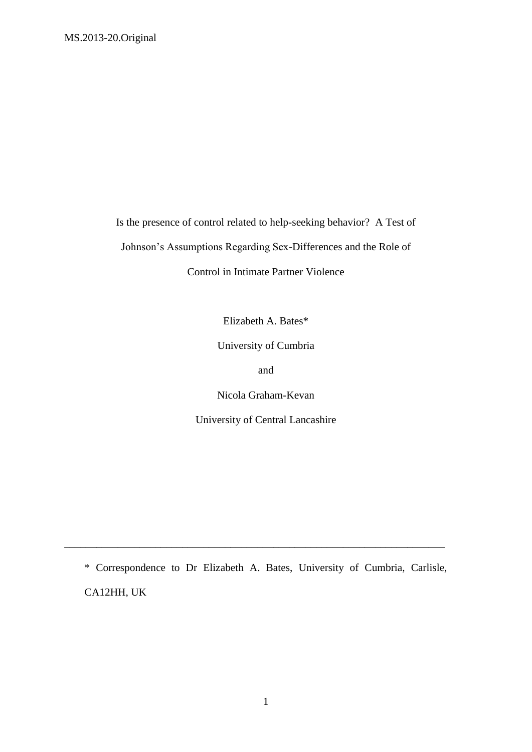MS.2013-20.Original

# Is the presence of control related to help-seeking behavior? A Test of Johnson's Assumptions Regarding Sex-Differences and the Role of Control in Intimate Partner Violence

Elizabeth A. Bates*

University of Cumbria

and

Nicola Graham-Kevan

University of Central Lancashire

---

\* Correspondence to Dr Elizabeth A. Bates, University of Cumbria, Carlisle, CA12HH, UK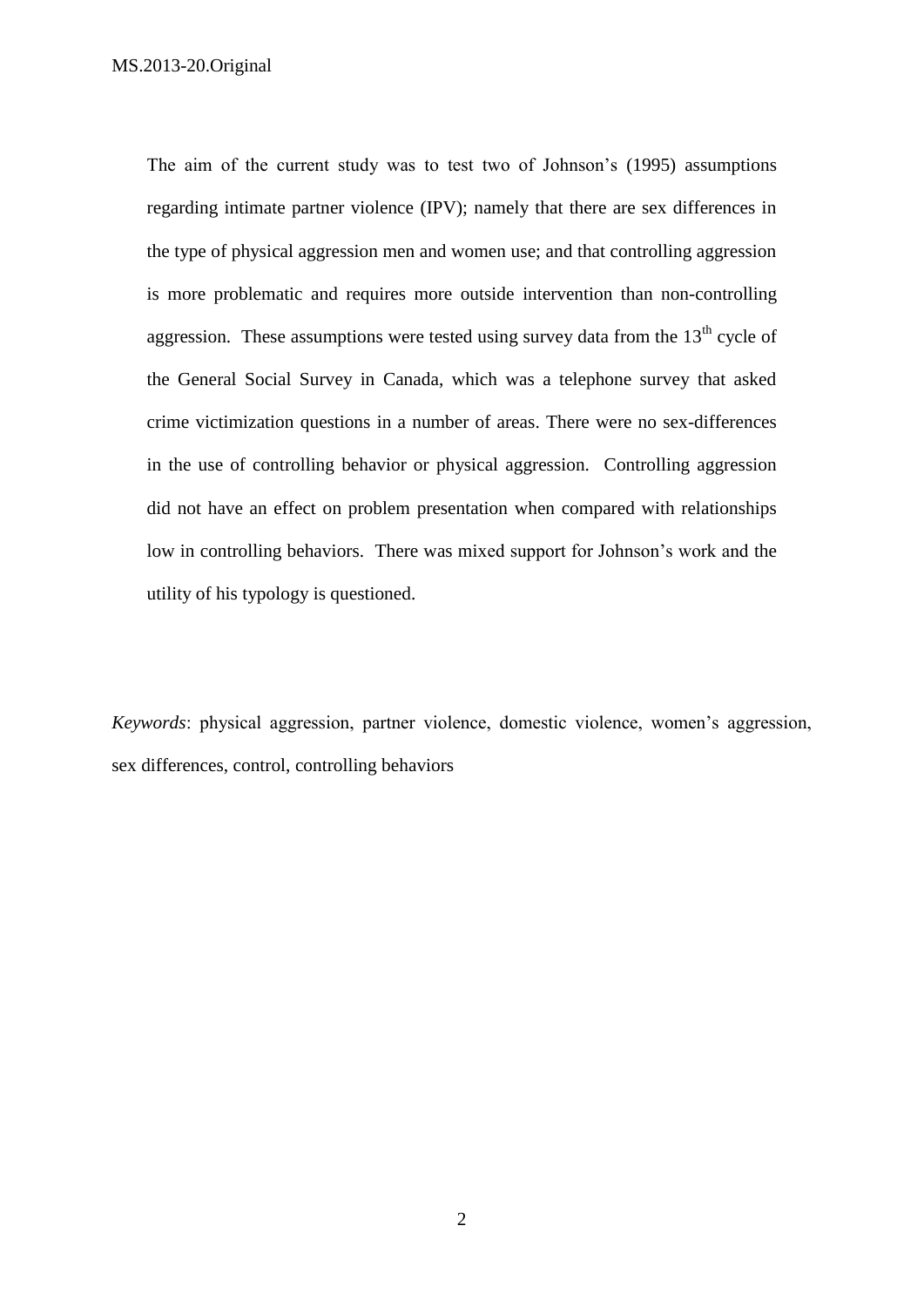The aim of the current study was to test two of Johnson's (1995) assumptions regarding intimate partner violence (IPV); namely that there are sex differences in the type of physical aggression men and women use; and that controlling aggression is more problematic and requires more outside intervention than non-controlling aggression. These assumptions were tested using survey data from the 13th cycle of the General Social Survey in Canada, which was a telephone survey that asked crime victimization questions in a number of areas. There were no sex-differences in the use of controlling behavior or physical aggression. Controlling aggression did not have an effect on problem presentation when compared with relationships low in controlling behaviors. There was mixed support for Johnson's work and the utility of his typology is questioned.

*Keywords*: physical aggression, partner violence, domestic violence, women's aggression, sex differences, control, controlling behaviors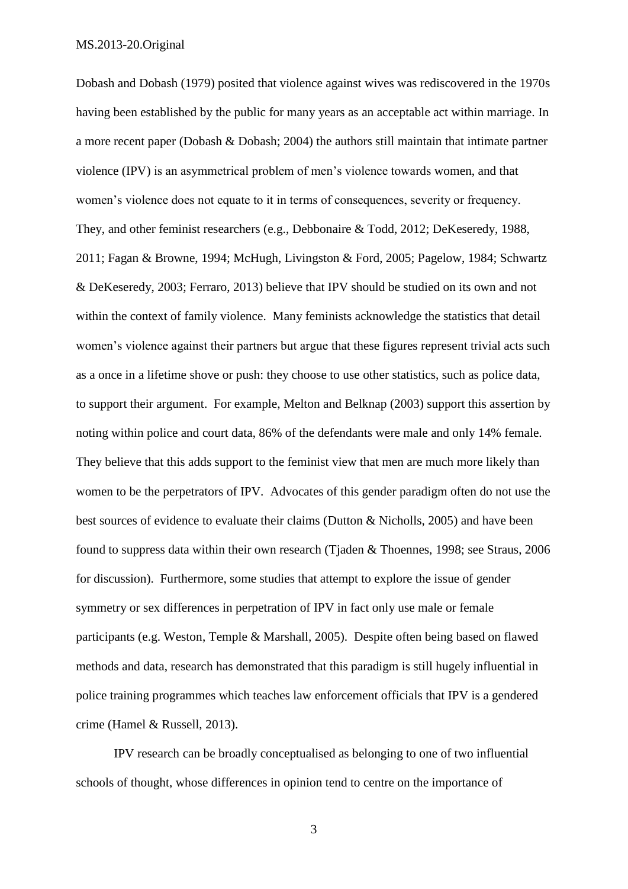Dobash and Dobash (1979) posited that violence against wives was rediscovered in the 1970s having been established by the public for many years as an acceptable act within marriage. In a more recent paper (Dobash & Dobash; 2004) the authors still maintain that intimate partner violence (IPV) is an asymmetrical problem of men's violence towards women, and that women's violence does not equate to it in terms of consequences, severity or frequency. They, and other feminist researchers (e.g., Debbonaire & Todd, 2012; DeKeseredy, 1988, 2011; Fagan & Browne, 1994; McHugh, Livingston & Ford, 2005; Pagelow, 1984; Schwartz & DeKeseredy, 2003; Ferraro, 2013) believe that IPV should be studied on its own and not within the context of family violence. Many feminists acknowledge the statistics that detail women's violence against their partners but argue that these figures represent trivial acts such as a once in a lifetime shove or push: they choose to use other statistics, such as police data, to support their argument. For example, Melton and Belknap (2003) support this assertion by noting within police and court data, 86% of the defendants were male and only 14% female. They believe that this adds support to the feminist view that men are much more likely than women to be the perpetrators of IPV. Advocates of this gender paradigm often do not use the best sources of evidence to evaluate their claims (Dutton & Nicholls, 2005) and have been found to suppress data within their own research (Tjaden & Thoennes, 1998; see Straus, 2006 for discussion). Furthermore, some studies that attempt to explore the issue of gender symmetry or sex differences in perpetration of IPV in fact only use male or female participants (e.g. Weston, Temple & Marshall, 2005). Despite often being based on flawed methods and data, research has demonstrated that this paradigm is still hugely influential in police training programmes which teaches law enforcement officials that IPV is a gendered crime (Hamel & Russell, 2013).

IPV research can be broadly conceptualised as belonging to one of two influential schools of thought, whose differences in opinion tend to centre on the importance of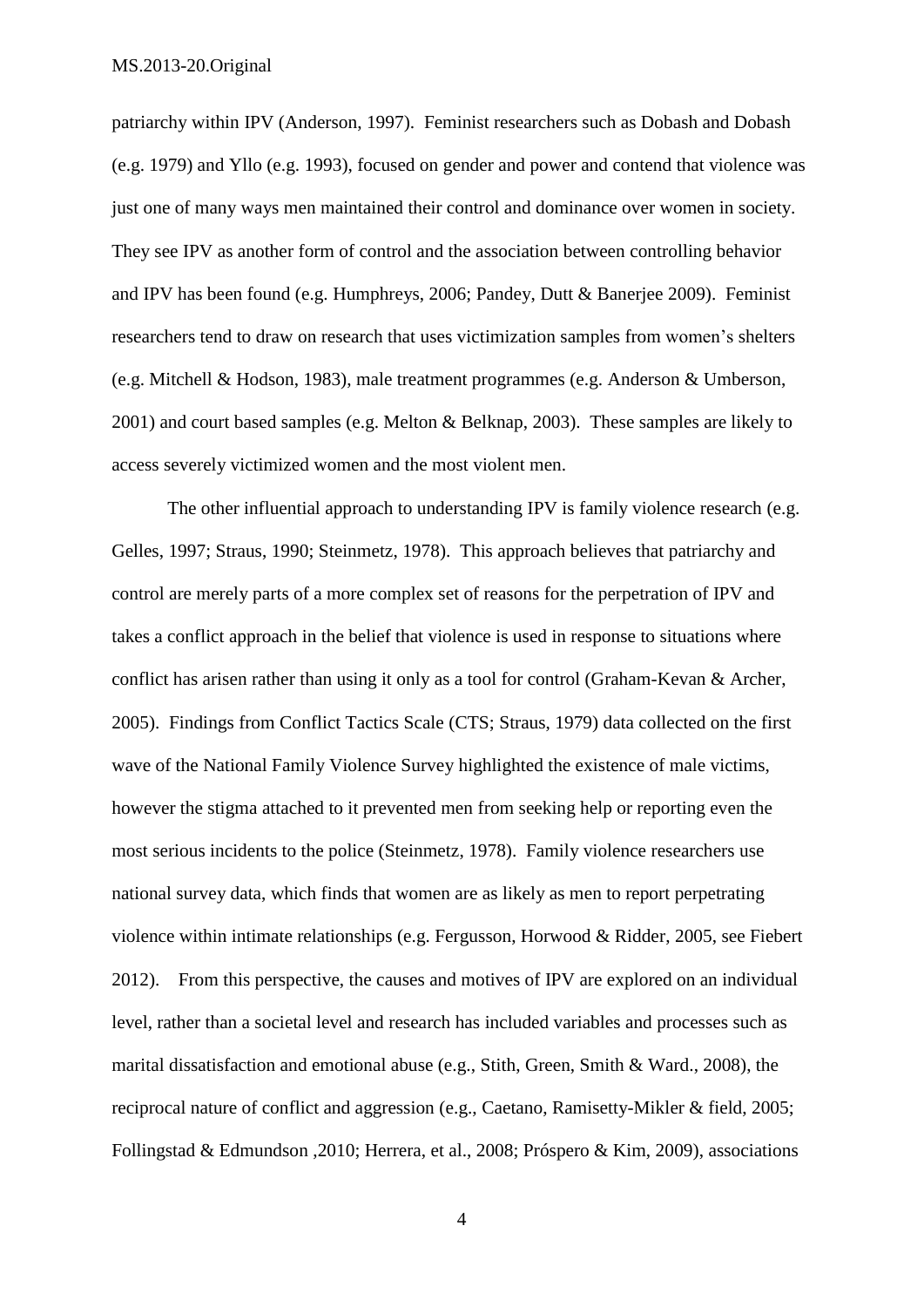patriarchy within IPV (Anderson, 1997). Feminist researchers such as Dobash and Dobash (e.g. 1979) and Yllo (e.g. 1993), focused on gender and power and contend that violence was just one of many ways men maintained their control and dominance over women in society. They see IPV as another form of control and the association between controlling behavior and IPV has been found (e.g. Humphreys, 2006; Pandey, Dutt & Banerjee 2009). Feminist researchers tend to draw on research that uses victimization samples from women's shelters (e.g. Mitchell & Hodson, 1983), male treatment programmes (e.g. Anderson & Umberson, 2001) and court based samples (e.g. Melton & Belknap, 2003). These samples are likely to access severely victimized women and the most violent men.

The other influential approach to understanding IPV is family violence research (e.g. Gelles, 1997; Straus, 1990; Steinmetz, 1978). This approach believes that patriarchy and control are merely parts of a more complex set of reasons for the perpetration of IPV and takes a conflict approach in the belief that violence is used in response to situations where conflict has arisen rather than using it only as a tool for control (Graham-Kevan & Archer, 2005). Findings from Conflict Tactics Scale (CTS; Straus, 1979) data collected on the first wave of the National Family Violence Survey highlighted the existence of male victims, however the stigma attached to it prevented men from seeking help or reporting even the most serious incidents to the police (Steinmetz, 1978). Family violence researchers use national survey data, which finds that women are as likely as men to report perpetrating violence within intimate relationships (e.g. Fergusson, Horwood & Ridder, 2005, see Fiebert 2012). From this perspective, the causes and motives of IPV are explored on an individual level, rather than a societal level and research has included variables and processes such as marital dissatisfaction and emotional abuse (e.g., Stith, Green, Smith & Ward., 2008), the reciprocal nature of conflict and aggression (e.g., Caetano, Ramisetty-Mikler & field, 2005; Follingstad & Edmundson ,2010; Herrera, et al., 2008; Próspero & Kim, 2009), associations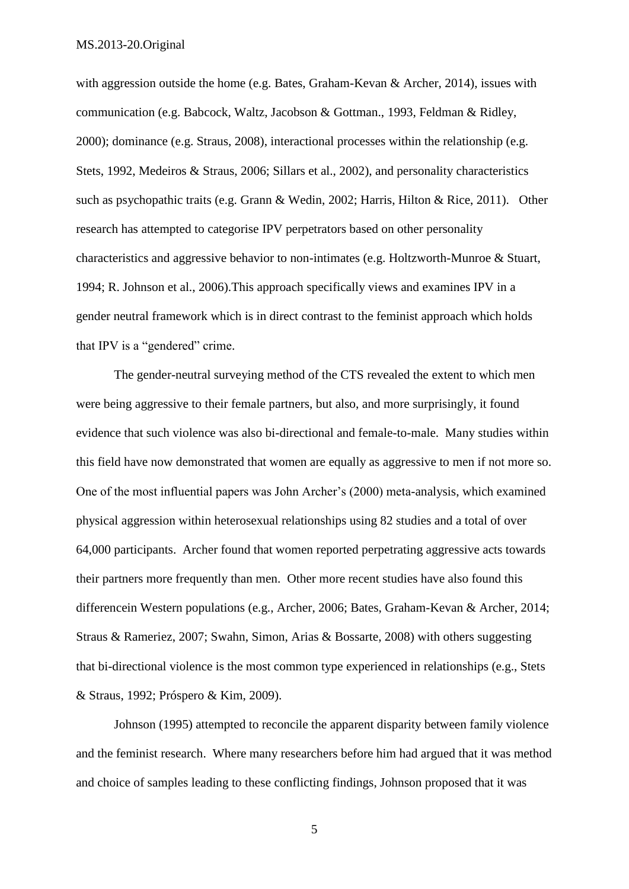with aggression outside the home (e.g. Bates, Graham-Kevan & Archer, 2014), issues with communication (e.g. Babcock, Waltz, Jacobson & Gottman., 1993, Feldman & Ridley, 2000); dominance (e.g. Straus, 2008), interactional processes within the relationship (e.g. Stets, 1992, Medeiros & Straus, 2006; Sillars et al., 2002), and personality characteristics such as psychopathic traits (e.g. Grann & Wedin, 2002; Harris, Hilton & Rice, 2011). Other research has attempted to categorise IPV perpetrators based on other personality characteristics and aggressive behavior to non-intimates (e.g. Holtzworth-Munroe & Stuart, 1994; R. Johnson et al., 2006).This approach specifically views and examines IPV in a gender neutral framework which is in direct contrast to the feminist approach which holds that IPV is a "gendered" crime.

The gender-neutral surveying method of the CTS revealed the extent to which men were being aggressive to their female partners, but also, and more surprisingly, it found evidence that such violence was also bi-directional and female-to-male. Many studies within this field have now demonstrated that women are equally as aggressive to men if not more so. One of the most influential papers was John Archer's (2000) meta-analysis, which examined physical aggression within heterosexual relationships using 82 studies and a total of over 64,000 participants. Archer found that women reported perpetrating aggressive acts towards their partners more frequently than men. Other more recent studies have also found this differencein Western populations (e.g., Archer, 2006; Bates, Graham-Kevan & Archer, 2014; Straus & Rameriez, 2007; Swahn, Simon, Arias & Bossarte, 2008) with others suggesting that bi-directional violence is the most common type experienced in relationships (e.g., Stets & Straus, 1992; Próspero & Kim, 2009).

Johnson (1995) attempted to reconcile the apparent disparity between family violence and the feminist research. Where many researchers before him had argued that it was method and choice of samples leading to these conflicting findings, Johnson proposed that it was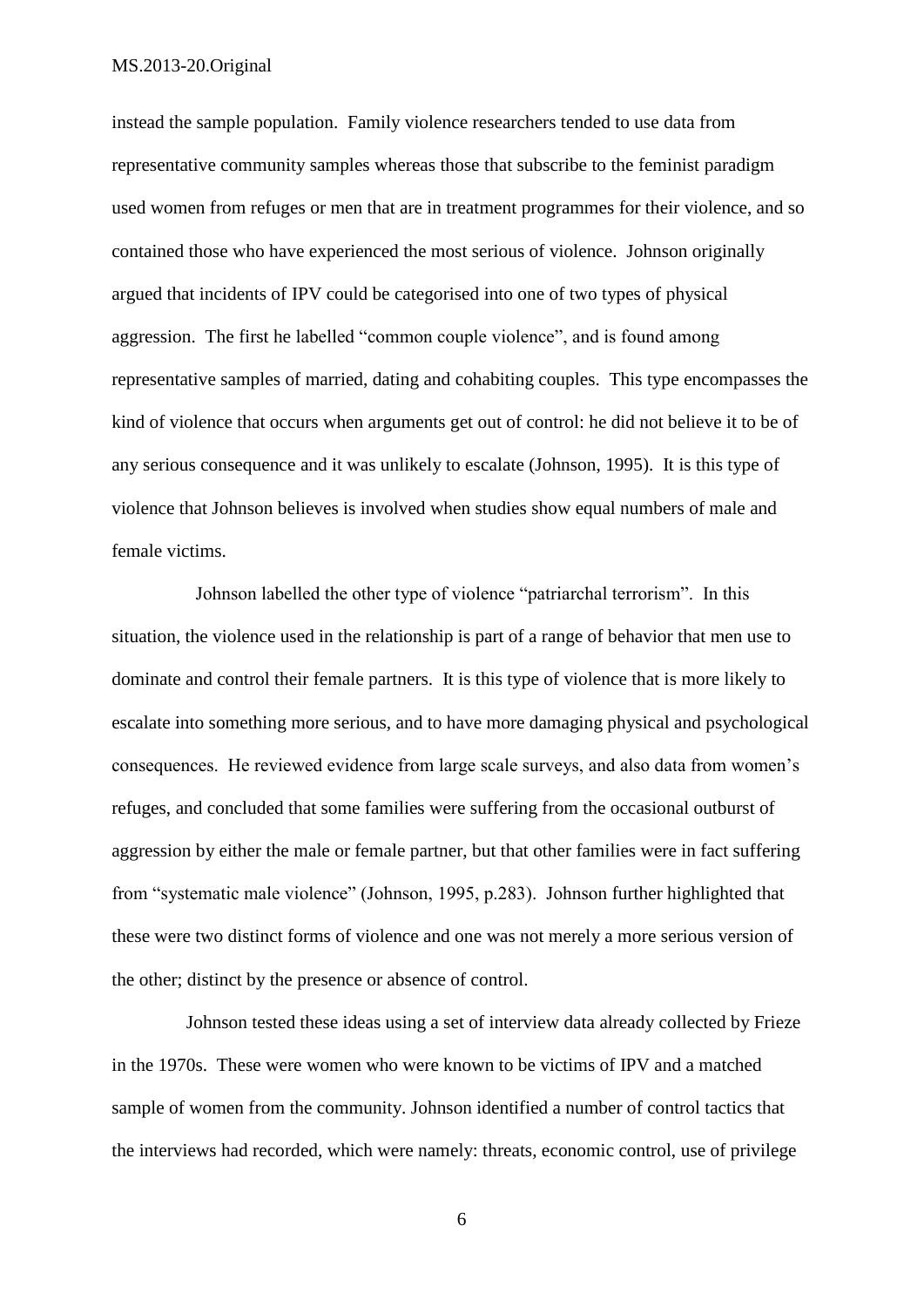instead the sample population. Family violence researchers tended to use data from representative community samples whereas those that subscribe to the feminist paradigm used women from refuges or men that are in treatment programmes for their violence, and so contained those who have experienced the most serious of violence. Johnson originally argued that incidents of IPV could be categorised into one of two types of physical aggression. The first he labelled "common couple violence", and is found among representative samples of married, dating and cohabiting couples. This type encompasses the kind of violence that occurs when arguments get out of control: he did not believe it to be of any serious consequence and it was unlikely to escalate (Johnson, 1995). It is this type of violence that Johnson believes is involved when studies show equal numbers of male and female victims.

Johnson labelled the other type of violence "patriarchal terrorism". In this situation, the violence used in the relationship is part of a range of behavior that men use to dominate and control their female partners. It is this type of violence that is more likely to escalate into something more serious, and to have more damaging physical and psychological consequences. He reviewed evidence from large scale surveys, and also data from women's refuges, and concluded that some families were suffering from the occasional outburst of aggression by either the male or female partner, but that other families were in fact suffering from "systematic male violence" (Johnson, 1995, p.283). Johnson further highlighted that these were two distinct forms of violence and one was not merely a more serious version of the other; distinct by the presence or absence of control.

Johnson tested these ideas using a set of interview data already collected by Frieze in the 1970s. These were women who were known to be victims of IPV and a matched sample of women from the community. Johnson identified a number of control tactics that the interviews had recorded, which were namely: threats, economic control, use of privilege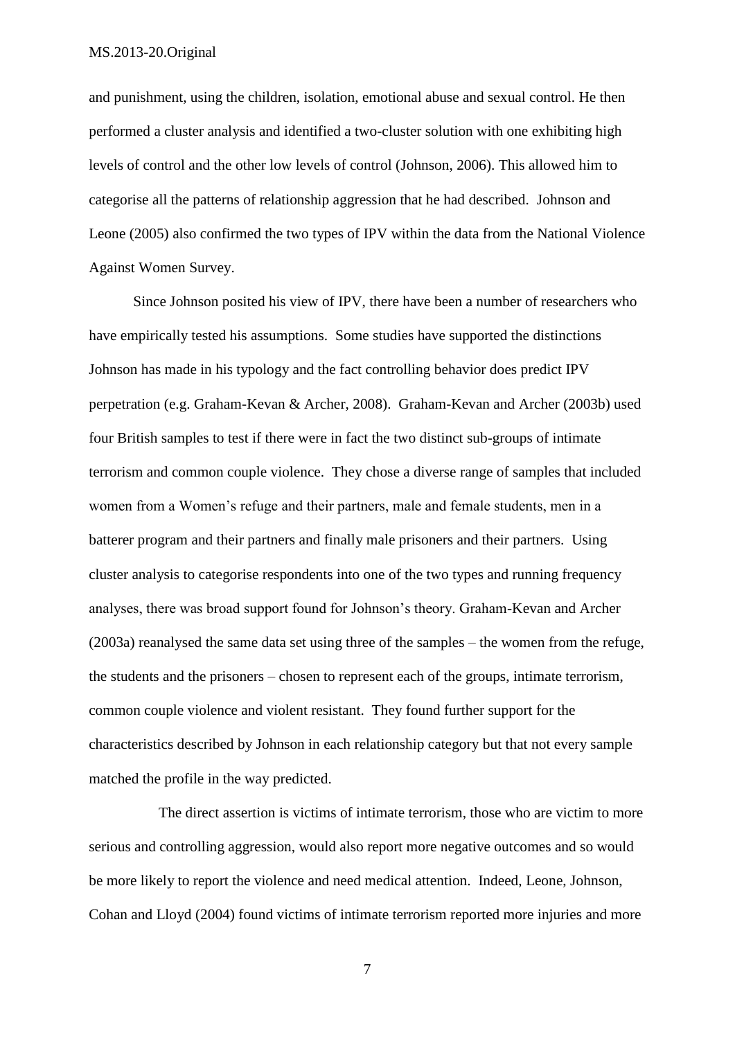and punishment, using the children, isolation, emotional abuse and sexual control. He then performed a cluster analysis and identified a two-cluster solution with one exhibiting high levels of control and the other low levels of control (Johnson, 2006). This allowed him to categorise all the patterns of relationship aggression that he had described. Johnson and Leone (2005) also confirmed the two types of IPV within the data from the National Violence Against Women Survey.

Since Johnson posited his view of IPV, there have been a number of researchers who have empirically tested his assumptions. Some studies have supported the distinctions Johnson has made in his typology and the fact controlling behavior does predict IPV perpetration (e.g. Graham-Kevan & Archer, 2008). Graham-Kevan and Archer (2003b) used four British samples to test if there were in fact the two distinct sub-groups of intimate terrorism and common couple violence. They chose a diverse range of samples that included women from a Women's refuge and their partners, male and female students, men in a batterer program and their partners and finally male prisoners and their partners. Using cluster analysis to categorise respondents into one of the two types and running frequency analyses, there was broad support found for Johnson's theory. Graham-Kevan and Archer (2003a) reanalysed the same data set using three of the samples – the women from the refuge, the students and the prisoners – chosen to represent each of the groups, intimate terrorism, common couple violence and violent resistant. They found further support for the characteristics described by Johnson in each relationship category but that not every sample matched the profile in the way predicted.

The direct assertion is victims of intimate terrorism, those who are victim to more serious and controlling aggression, would also report more negative outcomes and so would be more likely to report the violence and need medical attention. Indeed, Leone, Johnson, Cohan and Lloyd (2004) found victims of intimate terrorism reported more injuries and more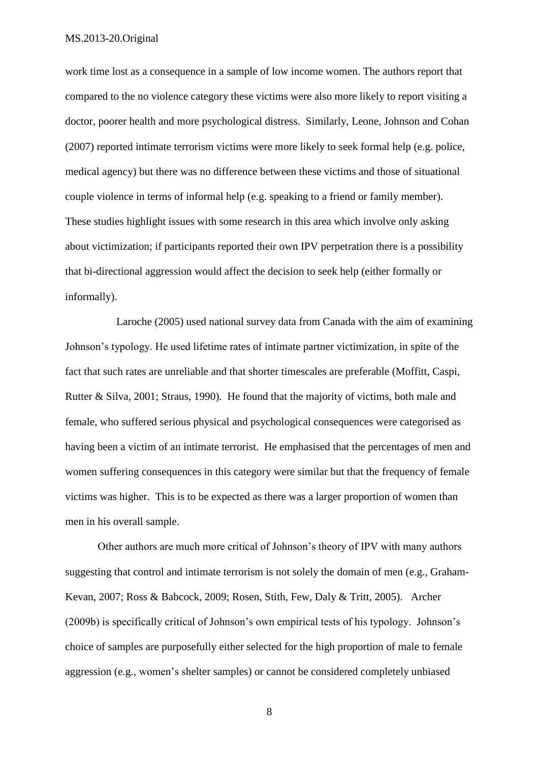work time lost as a consequence in a sample of low income women. The authors report that compared to the no violence category these victims were also more likely to report visiting a doctor, poorer health and more psychological distress. Similarly, Leone, Johnson and Cohan (2007) reported intimate terrorism victims were more likely to seek formal help (e.g. police, medical agency) but there was no difference between these victims and those of situational couple violence in terms of informal help (e.g. speaking to a friend or family member). These studies highlight issues with some research in this area which involve only asking about victimization; if participants reported their own IPV perpetration there is a possibility that bi-directional aggression would affect the decision to seek help (either formally or informally).

Laroche (2005) used national survey data from Canada with the aim of examining Johnson's typology. He used lifetime rates of intimate partner victimization, in spite of the fact that such rates are unreliable and that shorter timescales are preferable (Moffitt, Caspi, Rutter & Silva, 2001; Straus, 1990). He found that the majority of victims, both male and female, who suffered serious physical and psychological consequences were categorised as having been a victim of an intimate terrorist. He emphasised that the percentages of men and women suffering consequences in this category were similar but that the frequency of female victims was higher. This is to be expected as there was a larger proportion of women than men in his overall sample.

Other authors are much more critical of Johnson's theory of IPV with many authors suggesting that control and intimate terrorism is not solely the domain of men (e.g., Graham-Kevan, 2007; Ross & Babcock, 2009; Rosen, Stith, Few, Daly & Tritt, 2005). Archer (2009b) is specifically critical of Johnson's own empirical tests of his typology. Johnson's choice of samples are purposefully either selected for the high proportion of male to female aggression (e.g., women's shelter samples) or cannot be considered completely unbiased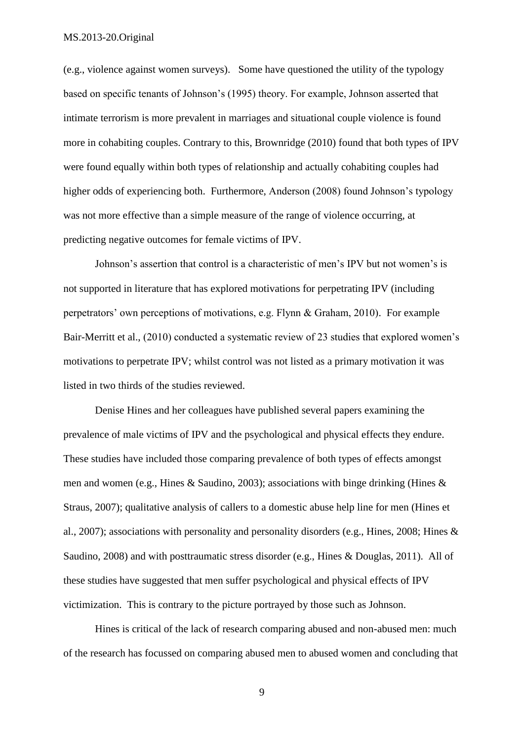(e.g., violence against women surveys). Some have questioned the utility of the typology based on specific tenants of Johnson's (1995) theory. For example, Johnson asserted that intimate terrorism is more prevalent in marriages and situational couple violence is found more in cohabiting couples. Contrary to this, Brownridge (2010) found that both types of IPV were found equally within both types of relationship and actually cohabiting couples had higher odds of experiencing both. Furthermore, Anderson (2008) found Johnson's typology was not more effective than a simple measure of the range of violence occurring, at predicting negative outcomes for female victims of IPV.

Johnson's assertion that control is a characteristic of men's IPV but not women's is not supported in literature that has explored motivations for perpetrating IPV (including perpetrators' own perceptions of motivations, e.g. Flynn & Graham, 2010). For example Bair-Merritt et al., (2010) conducted a systematic review of 23 studies that explored women's motivations to perpetrate IPV; whilst control was not listed as a primary motivation it was listed in two thirds of the studies reviewed.

Denise Hines and her colleagues have published several papers examining the prevalence of male victims of IPV and the psychological and physical effects they endure. These studies have included those comparing prevalence of both types of effects amongst men and women (e.g., Hines & Saudino, 2003); associations with binge drinking (Hines & Straus, 2007); qualitative analysis of callers to a domestic abuse help line for men (Hines et al., 2007); associations with personality and personality disorders (e.g., Hines, 2008; Hines & Saudino, 2008) and with posttraumatic stress disorder (e.g., Hines & Douglas, 2011). All of these studies have suggested that men suffer psychological and physical effects of IPV victimization. This is contrary to the picture portrayed by those such as Johnson.

Hines is critical of the lack of research comparing abused and non-abused men: much of the research has focussed on comparing abused men to abused women and concluding that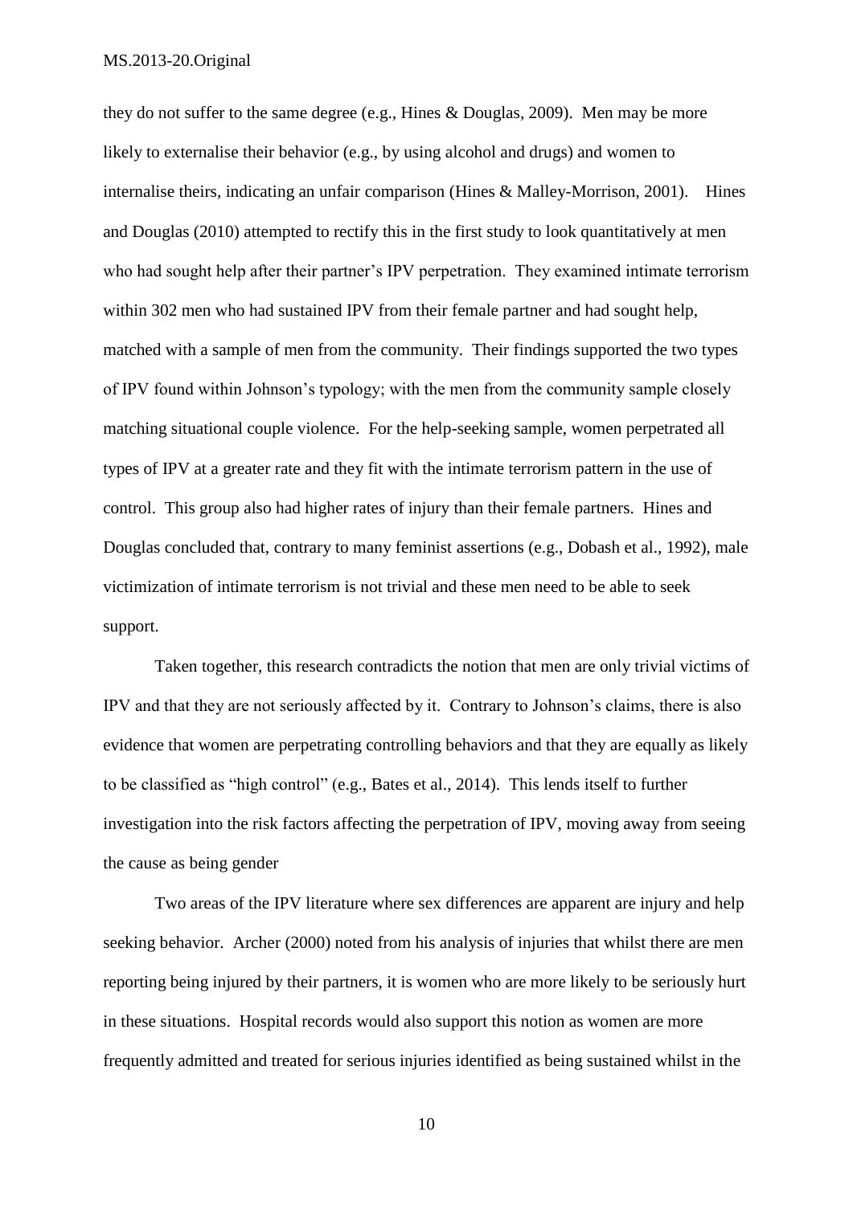they do not suffer to the same degree (e.g., Hines & Douglas, 2009). Men may be more likely to externalise their behavior (e.g., by using alcohol and drugs) and women to internalise theirs, indicating an unfair comparison (Hines & Malley-Morrison, 2001). Hines and Douglas (2010) attempted to rectify this in the first study to look quantitatively at men who had sought help after their partner's IPV perpetration. They examined intimate terrorism within 302 men who had sustained IPV from their female partner and had sought help, matched with a sample of men from the community. Their findings supported the two types of IPV found within Johnson's typology; with the men from the community sample closely matching situational couple violence. For the help-seeking sample, women perpetrated all types of IPV at a greater rate and they fit with the intimate terrorism pattern in the use of control. This group also had higher rates of injury than their female partners. Hines and Douglas concluded that, contrary to many feminist assertions (e.g., Dobash et al., 1992), male victimization of intimate terrorism is not trivial and these men need to be able to seek support.

Taken together, this research contradicts the notion that men are only trivial victims of IPV and that they are not seriously affected by it. Contrary to Johnson's claims, there is also evidence that women are perpetrating controlling behaviors and that they are equally as likely to be classified as "high control" (e.g., Bates et al., 2014). This lends itself to further investigation into the risk factors affecting the perpetration of IPV, moving away from seeing the cause as being gender

Two areas of the IPV literature where sex differences are apparent are injury and help seeking behavior. Archer (2000) noted from his analysis of injuries that whilst there are men reporting being injured by their partners, it is women who are more likely to be seriously hurt in these situations. Hospital records would also support this notion as women are more frequently admitted and treated for serious injuries identified as being sustained whilst in the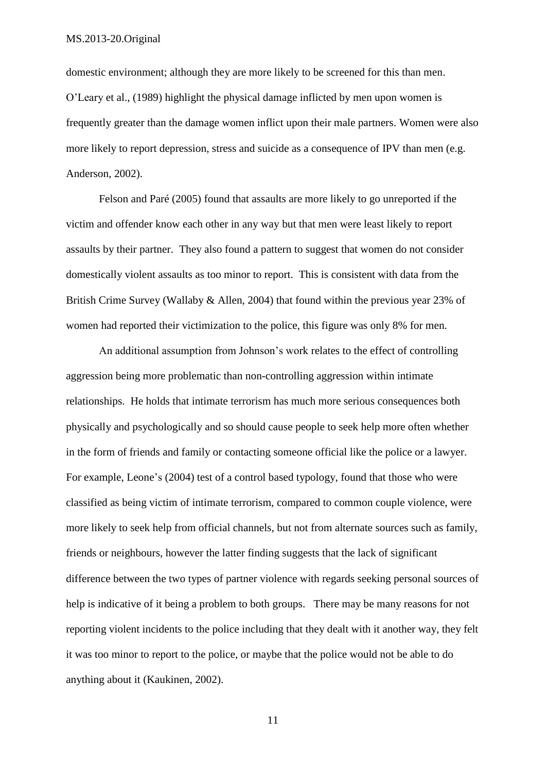domestic environment; although they are more likely to be screened for this than men. O'Leary et al., (1989) highlight the physical damage inflicted by men upon women is frequently greater than the damage women inflict upon their male partners. Women were also more likely to report depression, stress and suicide as a consequence of IPV than men (e.g. Anderson, 2002).

Felson and Paré (2005) found that assaults are more likely to go unreported if the victim and offender know each other in any way but that men were least likely to report assaults by their partner. They also found a pattern to suggest that women do not consider domestically violent assaults as too minor to report. This is consistent with data from the British Crime Survey (Wallaby & Allen, 2004) that found within the previous year 23% of women had reported their victimization to the police, this figure was only 8% for men.

An additional assumption from Johnson's work relates to the effect of controlling aggression being more problematic than non-controlling aggression within intimate relationships. He holds that intimate terrorism has much more serious consequences both physically and psychologically and so should cause people to seek help more often whether in the form of friends and family or contacting someone official like the police or a lawyer. For example, Leone's (2004) test of a control based typology, found that those who were classified as being victim of intimate terrorism, compared to common couple violence, were more likely to seek help from official channels, but not from alternate sources such as family, friends or neighbours, however the latter finding suggests that the lack of significant difference between the two types of partner violence with regards seeking personal sources of help is indicative of it being a problem to both groups. There may be many reasons for not reporting violent incidents to the police including that they dealt with it another way, they felt it was too minor to report to the police, or maybe that the police would not be able to do anything about it (Kaukinen, 2002).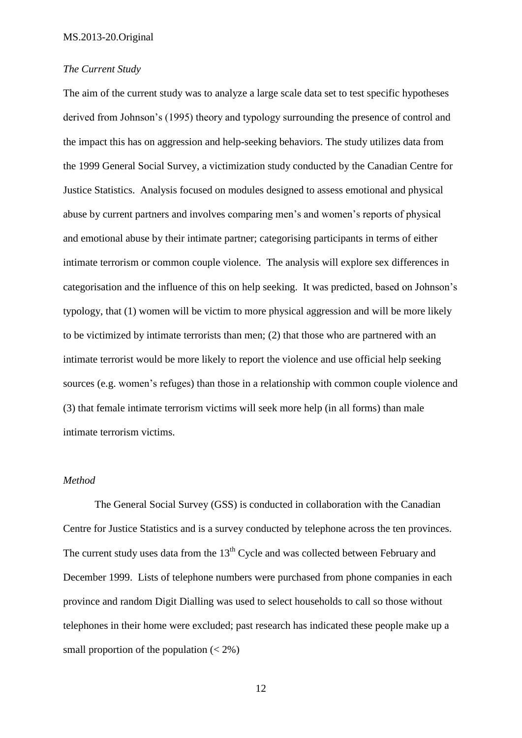*The Current Study*

The aim of the current study was to analyze a large scale data set to test specific hypotheses derived from Johnson's (1995) theory and typology surrounding the presence of control and the impact this has on aggression and help-seeking behaviors. The study utilizes data from the 1999 General Social Survey, a victimization study conducted by the Canadian Centre for Justice Statistics. Analysis focused on modules designed to assess emotional and physical abuse by current partners and involves comparing men's and women's reports of physical and emotional abuse by their intimate partner; categorising participants in terms of either intimate terrorism or common couple violence. The analysis will explore sex differences in categorisation and the influence of this on help seeking. It was predicted, based on Johnson's typology, that (1) women will be victim to more physical aggression and will be more likely to be victimized by intimate terrorists than men; (2) that those who are partnered with an intimate terrorist would be more likely to report the violence and use official help seeking sources (e.g. women's refuges) than those in a relationship with common couple violence and (3) that female intimate terrorism victims will seek more help (in all forms) than male intimate terrorism victims.

*Method*

The General Social Survey (GSS) is conducted in collaboration with the Canadian Centre for Justice Statistics and is a survey conducted by telephone across the ten provinces. The current study uses data from the 13th Cycle and was collected between February and December 1999. Lists of telephone numbers were purchased from phone companies in each province and random Digit Dialling was used to select households to call so those without telephones in their home were excluded; past research has indicated these people make up a small proportion of the population (< 2%)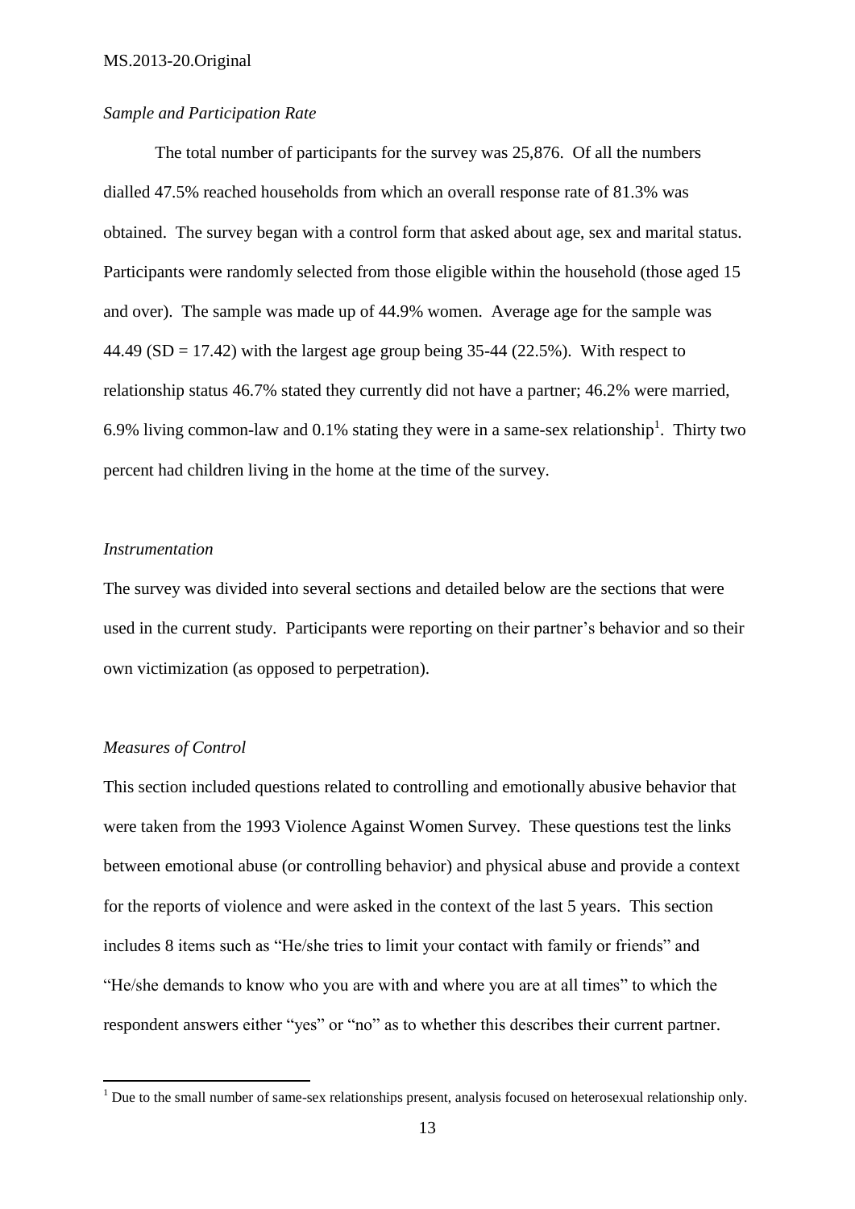*Sample and Participation Rate*

The total number of participants for the survey was 25,876. Of all the numbers dialled 47.5% reached households from which an overall response rate of 81.3% was obtained. The survey began with a control form that asked about age, sex and marital status. Participants were randomly selected from those eligible within the household (those aged 15 and over). The sample was made up of 44.9% women. Average age for the sample was 44.49 (SD = 17.42) with the largest age group being 35-44 (22.5%). With respect to relationship status 46.7% stated they currently did not have a partner; 46.2% were married, 6.9% living common-law and 0.1% stating they were in a same-sex relationship[1]. Thirty two percent had children living in the home at the time of the survey.

*Instrumentation*

The survey was divided into several sections and detailed below are the sections that were used in the current study. Participants were reporting on their partner's behavior and so their own victimization (as opposed to perpetration).

*Measures of Control*

This section included questions related to controlling and emotionally abusive behavior that were taken from the 1993 Violence Against Women Survey. These questions test the links between emotional abuse (or controlling behavior) and physical abuse and provide a context for the reports of violence and were asked in the context of the last 5 years. This section includes 8 items such as "He/she tries to limit your contact with family or friends" and "He/she demands to know who you are with and where you are at all times" to which the respondent answers either "yes" or "no" as to whether this describes their current partner.

[1] Due to the small number of same-sex relationships present, analysis focused on heterosexual relationship only.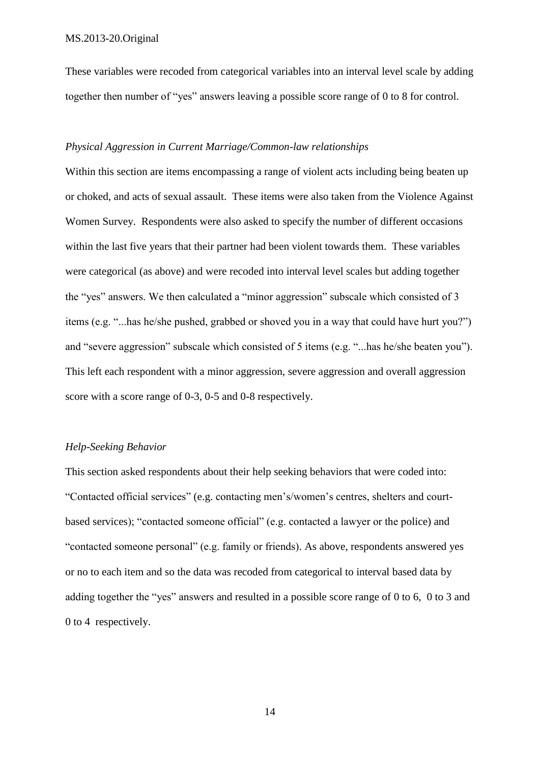These variables were recoded from categorical variables into an interval level scale by adding together then number of "yes" answers leaving a possible score range of 0 to 8 for control.

*Physical Aggression in Current Marriage/Common-law relationships*

Within this section are items encompassing a range of violent acts including being beaten up or choked, and acts of sexual assault. These items were also taken from the Violence Against Women Survey. Respondents were also asked to specify the number of different occasions within the last five years that their partner had been violent towards them. These variables were categorical (as above) and were recoded into interval level scales but adding together the "yes" answers. We then calculated a "minor aggression" subscale which consisted of 3 items (e.g. "...has he/she pushed, grabbed or shoved you in a way that could have hurt you?") and "severe aggression" subscale which consisted of 5 items (e.g. "...has he/she beaten you"). This left each respondent with a minor aggression, severe aggression and overall aggression score with a score range of 0-3, 0-5 and 0-8 respectively.

*Help-Seeking Behavior*

This section asked respondents about their help seeking behaviors that were coded into: "Contacted official services" (e.g. contacting men's/women's centres, shelters and court-based services); "contacted someone official" (e.g. contacted a lawyer or the police) and "contacted someone personal" (e.g. family or friends). As above, respondents answered yes or no to each item and so the data was recoded from categorical to interval based data by adding together the "yes" answers and resulted in a possible score range of 0 to 6, 0 to 3 and 0 to 4 respectively.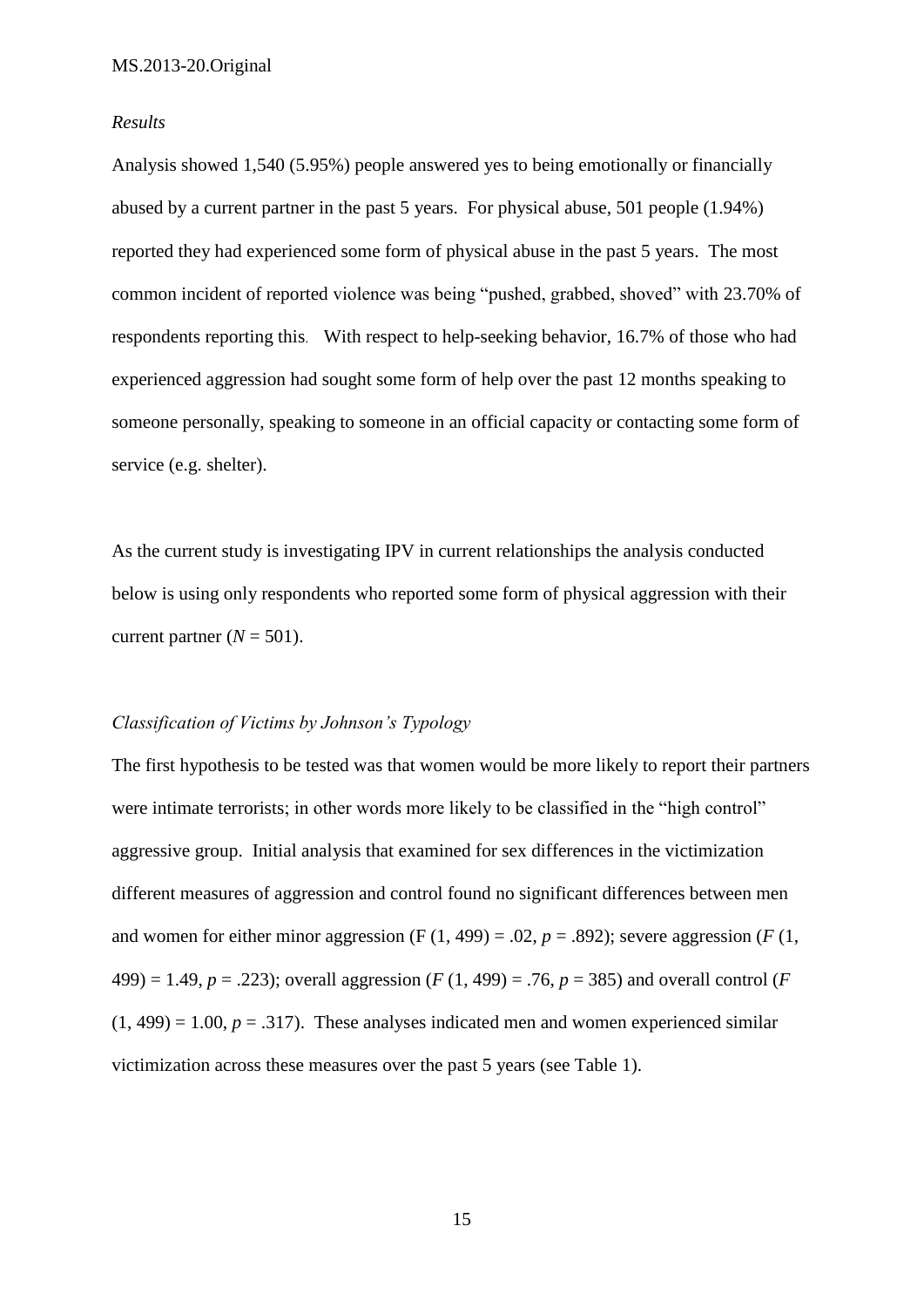*Results*

Analysis showed 1,540 (5.95%) people answered yes to being emotionally or financially abused by a current partner in the past 5 years. For physical abuse, 501 people (1.94%) reported they had experienced some form of physical abuse in the past 5 years. The most common incident of reported violence was being "pushed, grabbed, shoved" with 23.70% of respondents reporting this. With respect to help-seeking behavior, 16.7% of those who had experienced aggression had sought some form of help over the past 12 months speaking to someone personally, speaking to someone in an official capacity or contacting some form of service (e.g. shelter).

As the current study is investigating IPV in current relationships the analysis conducted below is using only respondents who reported some form of physical aggression with their current partner ($N$ = 501).

*Classification of Victims by Johnson's Typology*

The first hypothesis to be tested was that women would be more likely to report their partners were intimate terrorists; in other words more likely to be classified in the "high control" aggressive group. Initial analysis that examined for sex differences in the victimization different measures of aggression and control found no significant differences between men and women for either minor aggression ($F$ (1, 499) = .02, $p$ = .892); severe aggression ($F$ (1, 499) = 1.49, $p$ = .223); overall aggression ($F$ (1, 499) = .76, $p$ = 385) and overall control ($F$ (1, 499) = 1.00, $p$ = .317). These analyses indicated men and women experienced similar victimization across these measures over the past 5 years (see Table 1).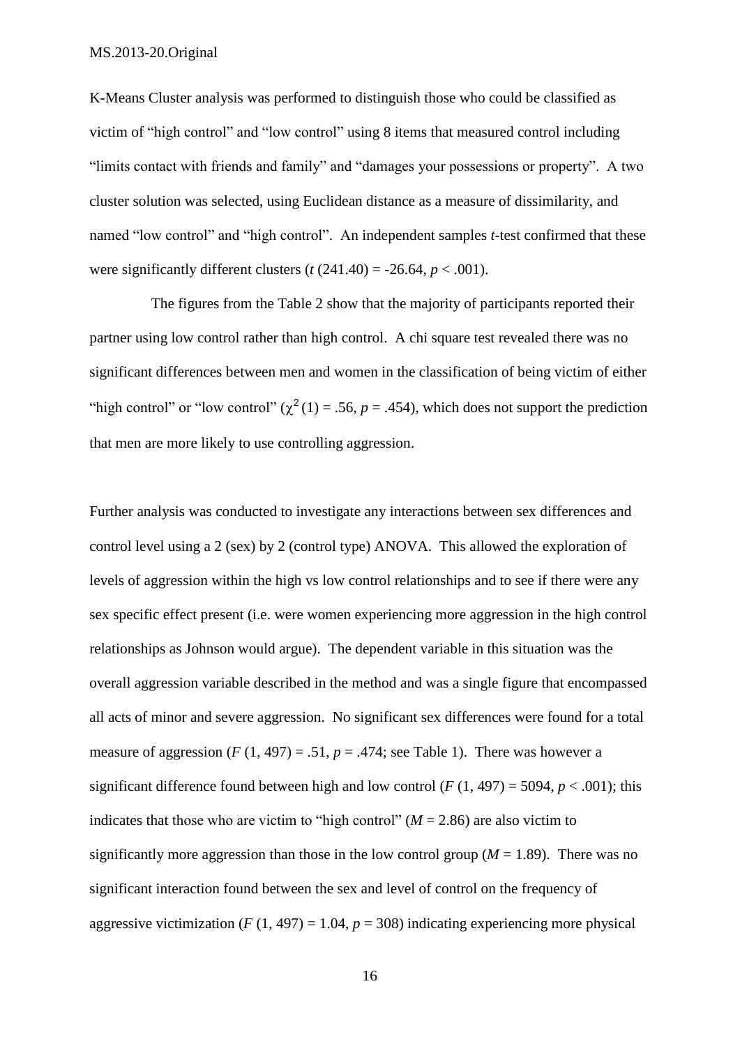K-Means Cluster analysis was performed to distinguish those who could be classified as victim of "high control" and "low control" using 8 items that measured control including "limits contact with friends and family" and "damages your possessions or property". A two cluster solution was selected, using Euclidean distance as a measure of dissimilarity, and named "low control" and "high control". An independent samples *t*-test confirmed that these were significantly different clusters ($t$ (241.40) = -26.64, $p < .001$).

The figures from the Table 2 show that the majority of participants reported their partner using low control rather than high control. A chi square test revealed there was no significant differences between men and women in the classification of being victim of either "high control" or "low control" ($\chi^2$ (1) = .56, $p$ = .454), which does not support the prediction that men are more likely to use controlling aggression.

Further analysis was conducted to investigate any interactions between sex differences and control level using a 2 (sex) by 2 (control type) ANOVA. This allowed the exploration of levels of aggression within the high vs low control relationships and to see if there were any sex specific effect present (i.e. were women experiencing more aggression in the high control relationships as Johnson would argue). The dependent variable in this situation was the overall aggression variable described in the method and was a single figure that encompassed all acts of minor and severe aggression. No significant sex differences were found for a total measure of aggression ($F$ (1, 497) = .51, $p$ = .474; see Table 1). There was however a significant difference found between high and low control ($F$ (1, 497) = 5094, $p < .001$); this indicates that those who are victim to "high control" ($M$ = 2.86) are also victim to significantly more aggression than those in the low control group ($M$ = 1.89). There was no significant interaction found between the sex and level of control on the frequency of aggressive victimization ($F$ (1, 497) = 1.04, $p$ = 308) indicating experiencing more physical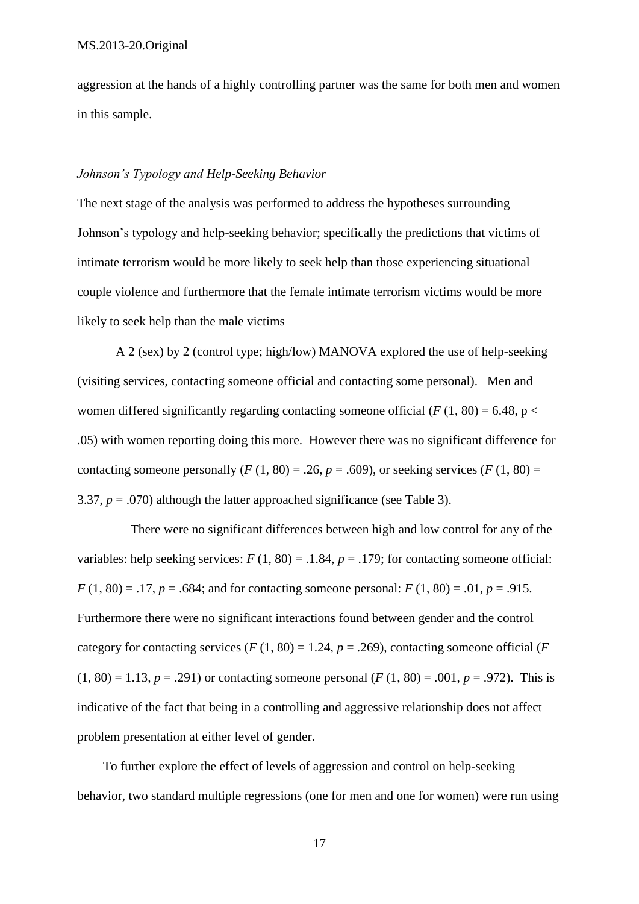aggression at the hands of a highly controlling partner was the same for both men and women in this sample.

### *Johnson's Typology and Help-Seeking Behavior*

The next stage of the analysis was performed to address the hypotheses surrounding Johnson's typology and help-seeking behavior; specifically the predictions that victims of intimate terrorism would be more likely to seek help than those experiencing situational couple violence and furthermore that the female intimate terrorism victims would be more likely to seek help than the male victims

A 2 (sex) by 2 (control type; high/low) MANOVA explored the use of help-seeking (visiting services, contacting someone official and contacting some personal). Men and women differed significantly regarding contacting someone official ($F$ (1, 80) = 6.48, $p < .05$) with women reporting doing this more. However there was no significant difference for contacting someone personally ($F$ (1, 80) = .26, $p$ = .609), or seeking services ($F$ (1, 80) = 3.37, $p$ = .070) although the latter approached significance (see Table 3).

There were no significant differences between high and low control for any of the variables: help seeking services: $F$ (1, 80) = .1.84, $p$ = .179; for contacting someone official: $F$ (1, 80) = .17, $p$ = .684; and for contacting someone personal: $F$ (1, 80) = .01, $p$ = .915. Furthermore there were no significant interactions found between gender and the control category for contacting services ($F$ (1, 80) = 1.24, $p$ = .269), contacting someone official ($F$ (1, 80) = 1.13, $p$ = .291) or contacting someone personal ($F$ (1, 80) = .001, $p$ = .972). This is indicative of the fact that being in a controlling and aggressive relationship does not affect problem presentation at either level of gender.

To further explore the effect of levels of aggression and control on help-seeking behavior, two standard multiple regressions (one for men and one for women) were run using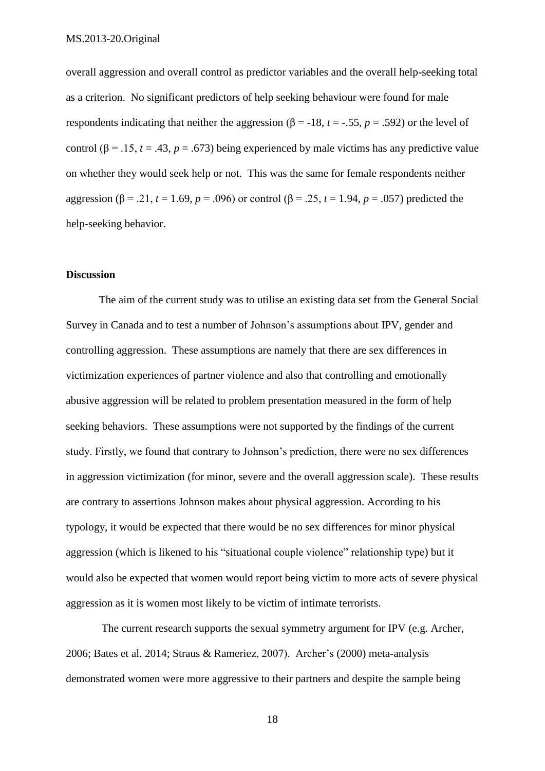overall aggression and overall control as predictor variables and the overall help-seeking total as a criterion. No significant predictors of help seeking behaviour were found for male respondents indicating that neither the aggression ($\beta$ = -18, $t$ = -.55, $p$ = .592) or the level of control ($\beta$ = .15, $t$ = .43, $p$ = .673) being experienced by male victims has any predictive value on whether they would seek help or not. This was the same for female respondents neither aggression ($\beta$ = .21, $t$ = 1.69, $p$ = .096) or control ($\beta$ = .25, $t$ = 1.94, $p$ = .057) predicted the help-seeking behavior.

## Discussion

The aim of the current study was to utilise an existing data set from the General Social Survey in Canada and to test a number of Johnson's assumptions about IPV, gender and controlling aggression. These assumptions are namely that there are sex differences in victimization experiences of partner violence and also that controlling and emotionally abusive aggression will be related to problem presentation measured in the form of help seeking behaviors. These assumptions were not supported by the findings of the current study. Firstly, we found that contrary to Johnson's prediction, there were no sex differences in aggression victimization (for minor, severe and the overall aggression scale). These results are contrary to assertions Johnson makes about physical aggression. According to his typology, it would be expected that there would be no sex differences for minor physical aggression (which is likened to his "situational couple violence" relationship type) but it would also be expected that women would report being victim to more acts of severe physical aggression as it is women most likely to be victim of intimate terrorists.

The current research supports the sexual symmetry argument for IPV (e.g. Archer, 2006; Bates et al. 2014; Straus & Rameriez, 2007). Archer's (2000) meta-analysis demonstrated women were more aggressive to their partners and despite the sample being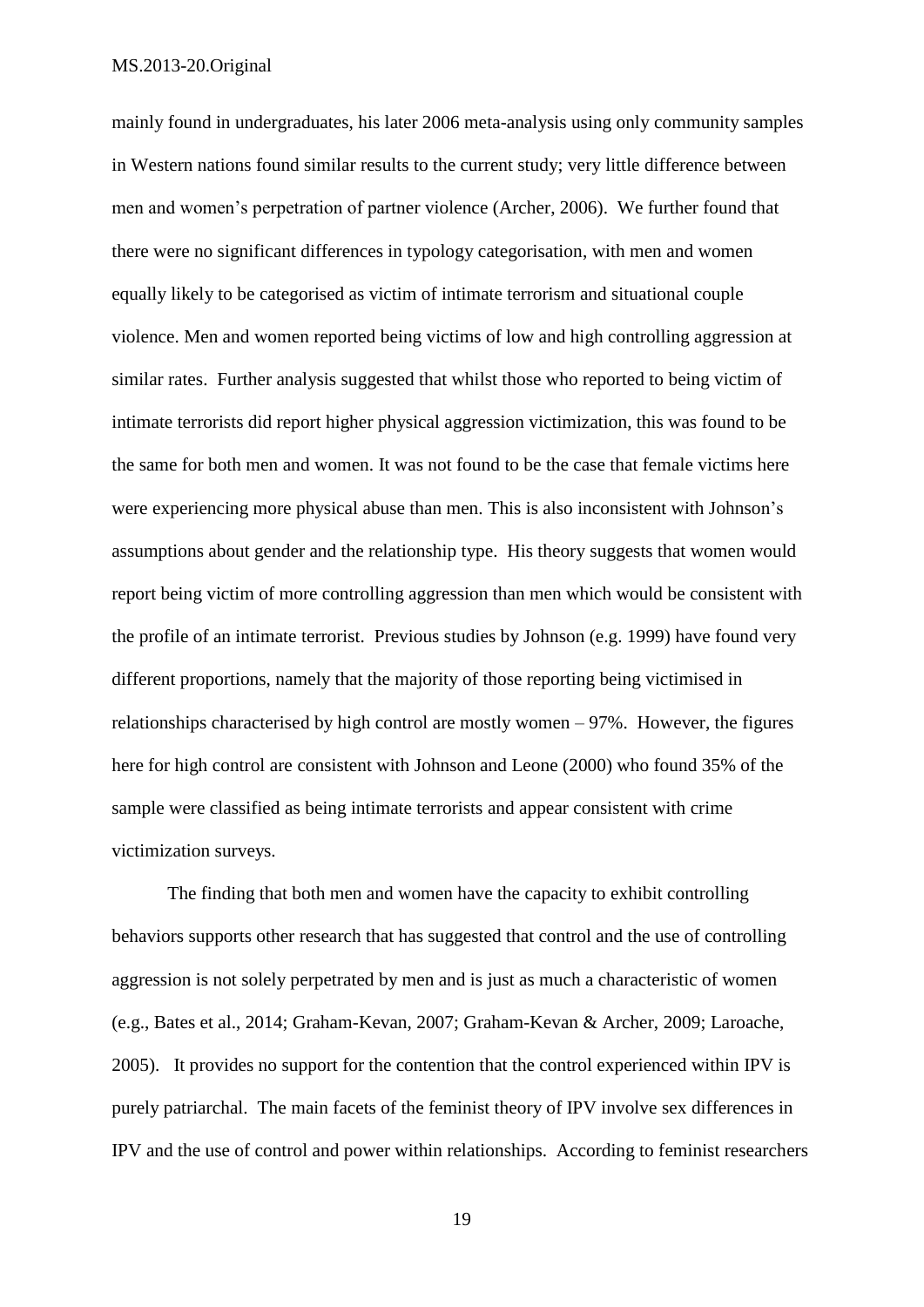mainly found in undergraduates, his later 2006 meta-analysis using only community samples in Western nations found similar results to the current study; very little difference between men and women's perpetration of partner violence (Archer, 2006). We further found that there were no significant differences in typology categorisation, with men and women equally likely to be categorised as victim of intimate terrorism and situational couple violence. Men and women reported being victims of low and high controlling aggression at similar rates. Further analysis suggested that whilst those who reported to being victim of intimate terrorists did report higher physical aggression victimization, this was found to be the same for both men and women. It was not found to be the case that female victims here were experiencing more physical abuse than men. This is also inconsistent with Johnson's assumptions about gender and the relationship type. His theory suggests that women would report being victim of more controlling aggression than men which would be consistent with the profile of an intimate terrorist. Previous studies by Johnson (e.g. 1999) have found very different proportions, namely that the majority of those reporting being victimised in relationships characterised by high control are mostly women – 97%. However, the figures here for high control are consistent with Johnson and Leone (2000) who found 35% of the sample were classified as being intimate terrorists and appear consistent with crime victimization surveys.

The finding that both men and women have the capacity to exhibit controlling behaviors supports other research that has suggested that control and the use of controlling aggression is not solely perpetrated by men and is just as much a characteristic of women (e.g., Bates et al., 2014; Graham-Kevan, 2007; Graham-Kevan & Archer, 2009; Laroache, 2005). It provides no support for the contention that the control experienced within IPV is purely patriarchal. The main facets of the feminist theory of IPV involve sex differences in IPV and the use of control and power within relationships. According to feminist researchers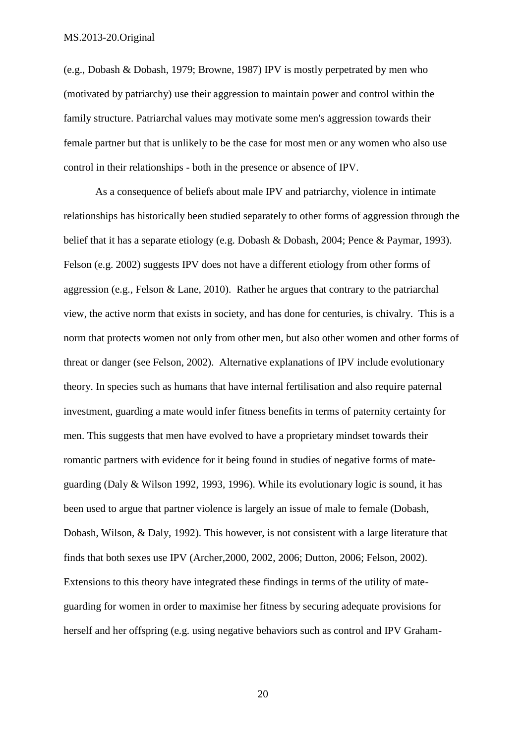(e.g., Dobash & Dobash, 1979; Browne, 1987) IPV is mostly perpetrated by men who (motivated by patriarchy) use their aggression to maintain power and control within the family structure. Patriarchal values may motivate some men's aggression towards their female partner but that is unlikely to be the case for most men or any women who also use control in their relationships - both in the presence or absence of IPV.

As a consequence of beliefs about male IPV and patriarchy, violence in intimate relationships has historically been studied separately to other forms of aggression through the belief that it has a separate etiology (e.g. Dobash & Dobash, 2004; Pence & Paymar, 1993). Felson (e.g. 2002) suggests IPV does not have a different etiology from other forms of aggression (e.g., Felson & Lane, 2010). Rather he argues that contrary to the patriarchal view, the active norm that exists in society, and has done for centuries, is chivalry. This is a norm that protects women not only from other men, but also other women and other forms of threat or danger (see Felson, 2002). Alternative explanations of IPV include evolutionary theory. In species such as humans that have internal fertilisation and also require paternal investment, guarding a mate would infer fitness benefits in terms of paternity certainty for men. This suggests that men have evolved to have a proprietary mindset towards their romantic partners with evidence for it being found in studies of negative forms of mate-guarding (Daly & Wilson 1992, 1993, 1996). While its evolutionary logic is sound, it has been used to argue that partner violence is largely an issue of male to female (Dobash, Dobash, Wilson, & Daly, 1992). This however, is not consistent with a large literature that finds that both sexes use IPV (Archer,2000, 2002, 2006; Dutton, 2006; Felson, 2002). Extensions to this theory have integrated these findings in terms of the utility of mate-guarding for women in order to maximise her fitness by securing adequate provisions for herself and her offspring (e.g. using negative behaviors such as control and IPV Graham-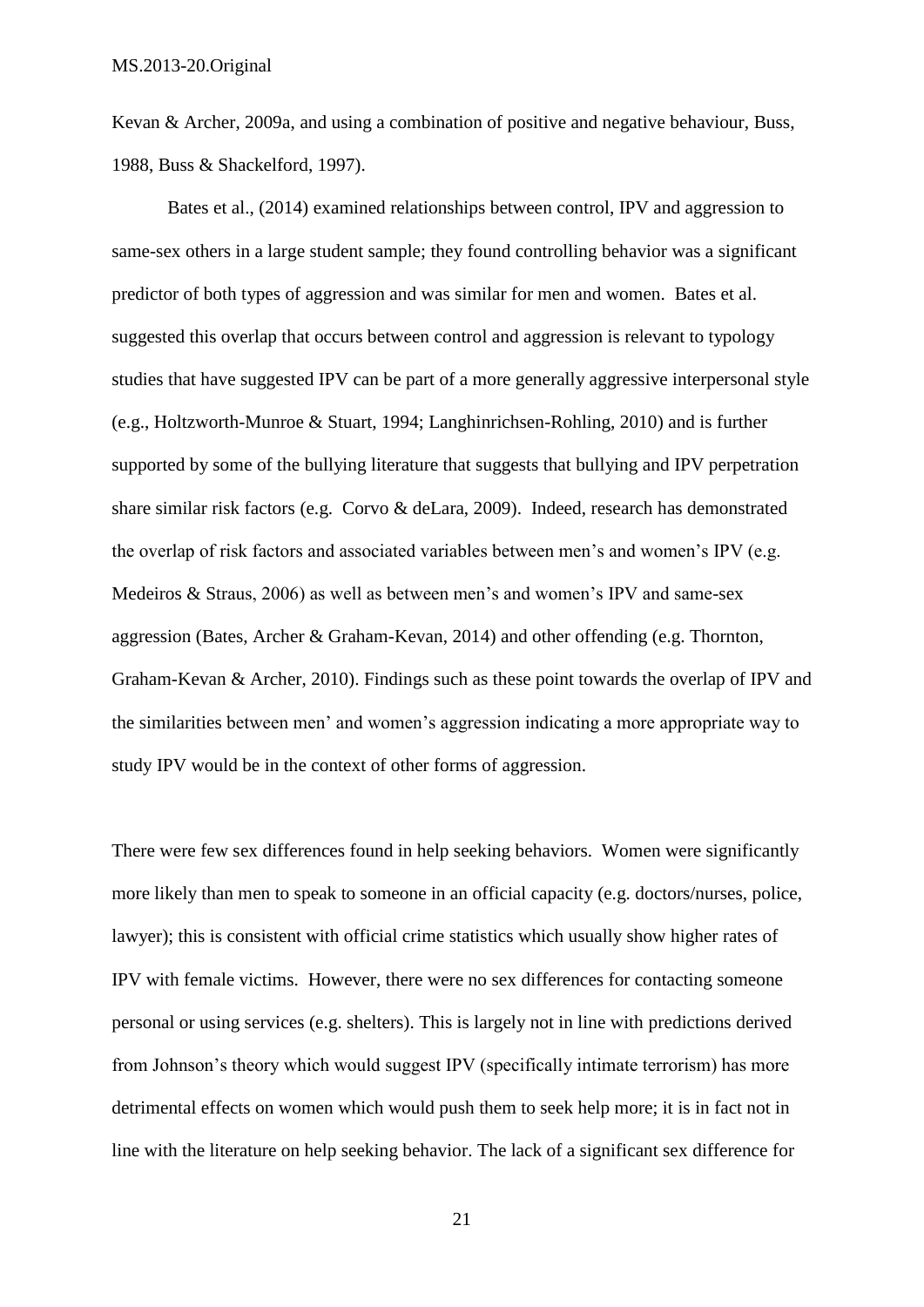Kevan & Archer, 2009a, and using a combination of positive and negative behaviour, Buss, 1988, Buss & Shackelford, 1997).

Bates et al., (2014) examined relationships between control, IPV and aggression to same-sex others in a large student sample; they found controlling behavior was a significant predictor of both types of aggression and was similar for men and women. Bates et al. suggested this overlap that occurs between control and aggression is relevant to typology studies that have suggested IPV can be part of a more generally aggressive interpersonal style (e.g., Holtzworth-Munroe & Stuart, 1994; Langhinrichsen-Rohling, 2010) and is further supported by some of the bullying literature that suggests that bullying and IPV perpetration share similar risk factors (e.g. Corvo & deLara, 2009). Indeed, research has demonstrated the overlap of risk factors and associated variables between men's and women's IPV (e.g. Medeiros & Straus, 2006) as well as between men's and women's IPV and same-sex aggression (Bates, Archer & Graham-Kevan, 2014) and other offending (e.g. Thornton, Graham-Kevan & Archer, 2010). Findings such as these point towards the overlap of IPV and the similarities between men' and women's aggression indicating a more appropriate way to study IPV would be in the context of other forms of aggression.

There were few sex differences found in help seeking behaviors. Women were significantly more likely than men to speak to someone in an official capacity (e.g. doctors/nurses, police, lawyer); this is consistent with official crime statistics which usually show higher rates of IPV with female victims. However, there were no sex differences for contacting someone personal or using services (e.g. shelters). This is largely not in line with predictions derived from Johnson's theory which would suggest IPV (specifically intimate terrorism) has more detrimental effects on women which would push them to seek help more; it is in fact not in line with the literature on help seeking behavior. The lack of a significant sex difference for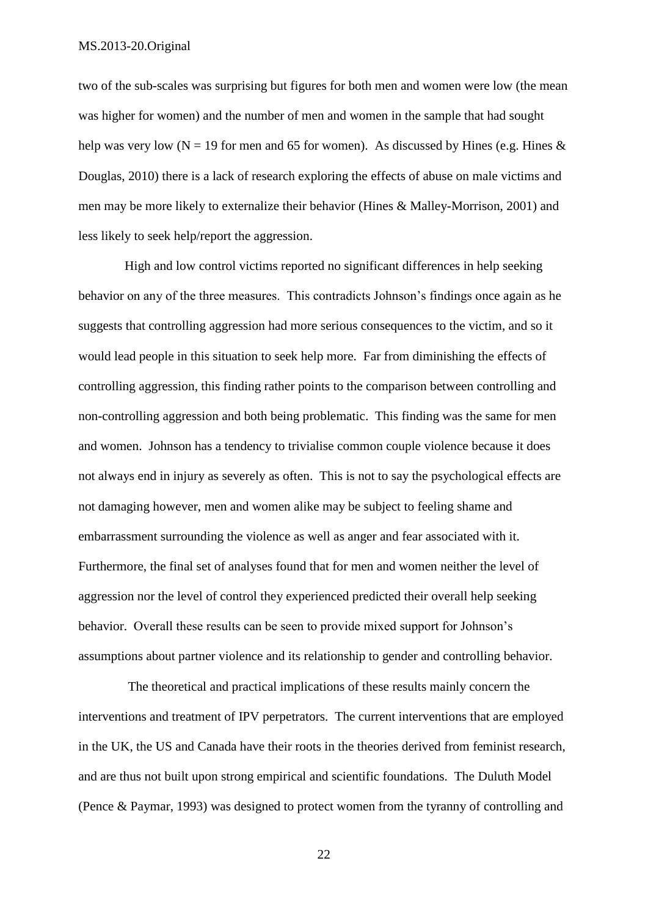two of the sub-scales was surprising but figures for both men and women were low (the mean was higher for women) and the number of men and women in the sample that had sought help was very low (N = 19 for men and 65 for women). As discussed by Hines (e.g. Hines & Douglas, 2010) there is a lack of research exploring the effects of abuse on male victims and men may be more likely to externalize their behavior (Hines & Malley-Morrison, 2001) and less likely to seek help/report the aggression.

High and low control victims reported no significant differences in help seeking behavior on any of the three measures. This contradicts Johnson's findings once again as he suggests that controlling aggression had more serious consequences to the victim, and so it would lead people in this situation to seek help more. Far from diminishing the effects of controlling aggression, this finding rather points to the comparison between controlling and non-controlling aggression and both being problematic. This finding was the same for men and women. Johnson has a tendency to trivialise common couple violence because it does not always end in injury as severely as often. This is not to say the psychological effects are not damaging however, men and women alike may be subject to feeling shame and embarrassment surrounding the violence as well as anger and fear associated with it. Furthermore, the final set of analyses found that for men and women neither the level of aggression nor the level of control they experienced predicted their overall help seeking behavior. Overall these results can be seen to provide mixed support for Johnson's assumptions about partner violence and its relationship to gender and controlling behavior.

The theoretical and practical implications of these results mainly concern the interventions and treatment of IPV perpetrators. The current interventions that are employed in the UK, the US and Canada have their roots in the theories derived from feminist research, and are thus not built upon strong empirical and scientific foundations. The Duluth Model (Pence & Paymar, 1993) was designed to protect women from the tyranny of controlling and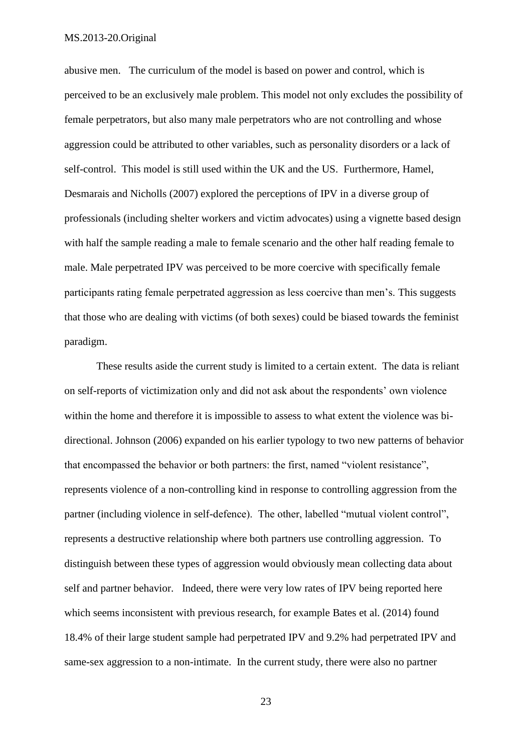abusive men. The curriculum of the model is based on power and control, which is perceived to be an exclusively male problem. This model not only excludes the possibility of female perpetrators, but also many male perpetrators who are not controlling and whose aggression could be attributed to other variables, such as personality disorders or a lack of self-control. This model is still used within the UK and the US. Furthermore, Hamel, Desmarais and Nicholls (2007) explored the perceptions of IPV in a diverse group of professionals (including shelter workers and victim advocates) using a vignette based design with half the sample reading a male to female scenario and the other half reading female to male. Male perpetrated IPV was perceived to be more coercive with specifically female participants rating female perpetrated aggression as less coercive than men's. This suggests that those who are dealing with victims (of both sexes) could be biased towards the feminist paradigm.

These results aside the current study is limited to a certain extent. The data is reliant on self-reports of victimization only and did not ask about the respondents' own violence within the home and therefore it is impossible to assess to what extent the violence was bi-directional. Johnson (2006) expanded on his earlier typology to two new patterns of behavior that encompassed the behavior or both partners: the first, named "violent resistance", represents violence of a non-controlling kind in response to controlling aggression from the partner (including violence in self-defence). The other, labelled "mutual violent control", represents a destructive relationship where both partners use controlling aggression. To distinguish between these types of aggression would obviously mean collecting data about self and partner behavior. Indeed, there were very low rates of IPV being reported here which seems inconsistent with previous research, for example Bates et al. (2014) found 18.4% of their large student sample had perpetrated IPV and 9.2% had perpetrated IPV and same-sex aggression to a non-intimate. In the current study, there were also no partner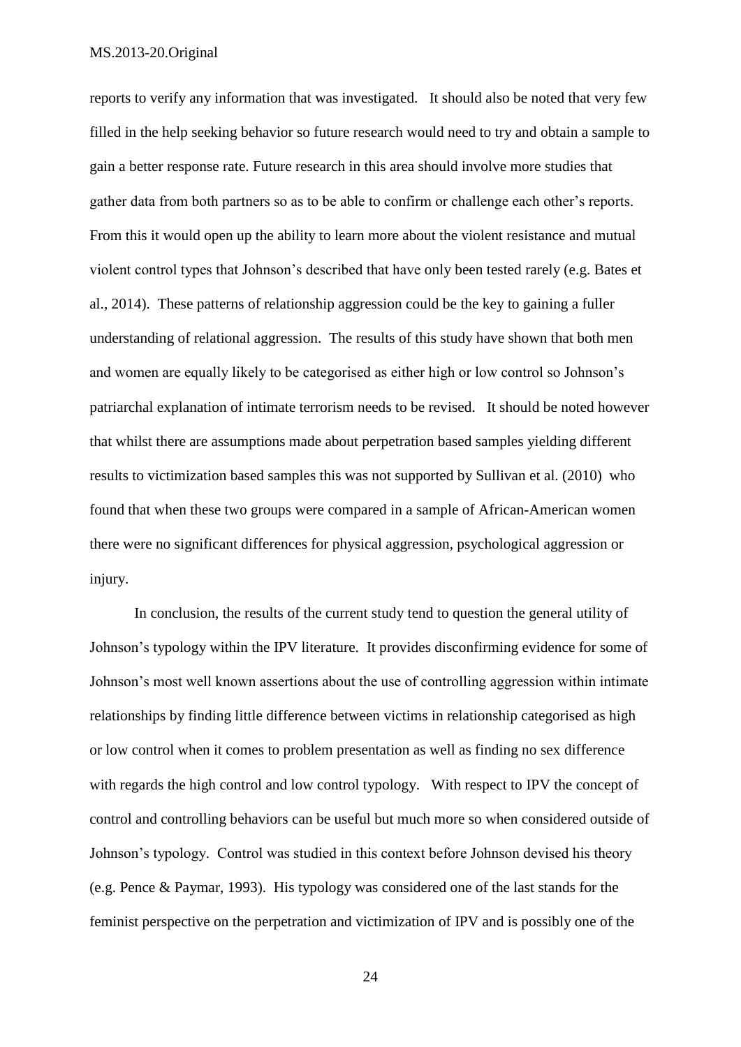reports to verify any information that was investigated. It should also be noted that very few filled in the help seeking behavior so future research would need to try and obtain a sample to gain a better response rate. Future research in this area should involve more studies that gather data from both partners so as to be able to confirm or challenge each other's reports. From this it would open up the ability to learn more about the violent resistance and mutual violent control types that Johnson's described that have only been tested rarely (e.g. Bates et al., 2014). These patterns of relationship aggression could be the key to gaining a fuller understanding of relational aggression. The results of this study have shown that both men and women are equally likely to be categorised as either high or low control so Johnson's patriarchal explanation of intimate terrorism needs to be revised. It should be noted however that whilst there are assumptions made about perpetration based samples yielding different results to victimization based samples this was not supported by Sullivan et al. (2010) who found that when these two groups were compared in a sample of African-American women there were no significant differences for physical aggression, psychological aggression or injury.

In conclusion, the results of the current study tend to question the general utility of Johnson's typology within the IPV literature. It provides disconfirming evidence for some of Johnson's most well known assertions about the use of controlling aggression within intimate relationships by finding little difference between victims in relationship categorised as high or low control when it comes to problem presentation as well as finding no sex difference with regards the high control and low control typology. With respect to IPV the concept of control and controlling behaviors can be useful but much more so when considered outside of Johnson's typology. Control was studied in this context before Johnson devised his theory (e.g. Pence & Paymar, 1993). His typology was considered one of the last stands for the feminist perspective on the perpetration and victimization of IPV and is possibly one of the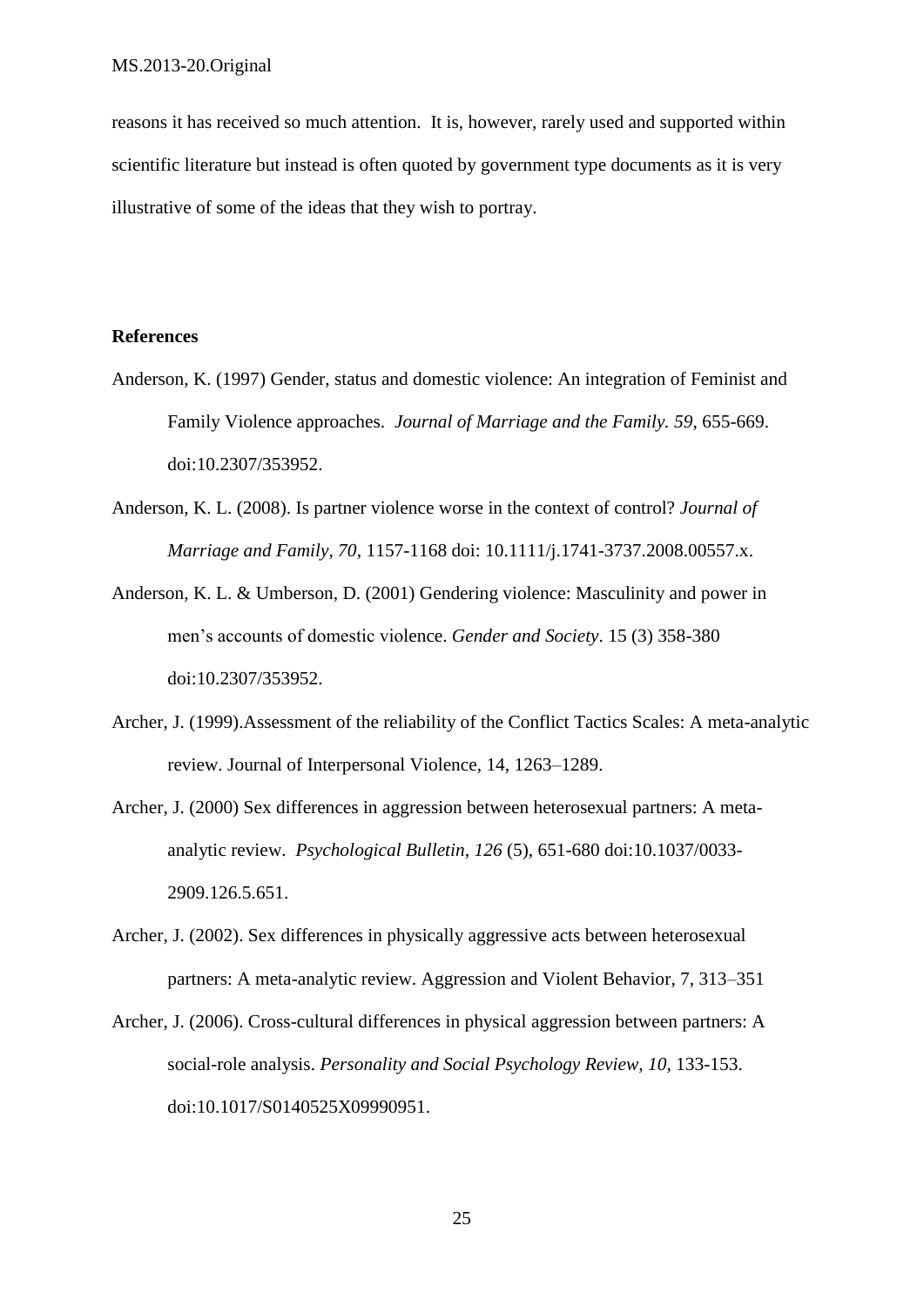reasons it has received so much attention. It is, however, rarely used and supported within scientific literature but instead is often quoted by government type documents as it is very illustrative of some of the ideas that they wish to portray.

**References**

Anderson, K. (1997) Gender, status and domestic violence: An integration of Feminist and Family Violence approaches. *Journal of Marriage and the Family. 59*, 655-669. doi:10.2307/353952.

Anderson, K. L. (2008). Is partner violence worse in the context of control? *Journal of Marriage and Family, 70*, 1157-1168 doi: 10.1111/j.1741-3737.2008.00557.x.

Anderson, K. L. & Umberson, D. (2001) Gendering violence: Masculinity and power in men's accounts of domestic violence. *Gender and Society*. 15 (3) 358-380 doi:10.2307/353952.

Archer, J. (1999).Assessment of the reliability of the Conflict Tactics Scales: A meta-analytic review. Journal of Interpersonal Violence, 14, 1263–1289.

Archer, J. (2000) Sex differences in aggression between heterosexual partners: A meta-analytic review. *Psychological Bulletin*, *126* (5), 651-680 doi:10.1037/0033-2909.126.5.651.

Archer, J. (2002). Sex differences in physically aggressive acts between heterosexual partners: A meta-analytic review. Aggression and Violent Behavior, 7, 313–351

Archer, J. (2006). Cross-cultural differences in physical aggression between partners: A social-role analysis. *Personality and Social Psychology Review, 10*, 133-153. doi:10.1017/S0140525X09990951.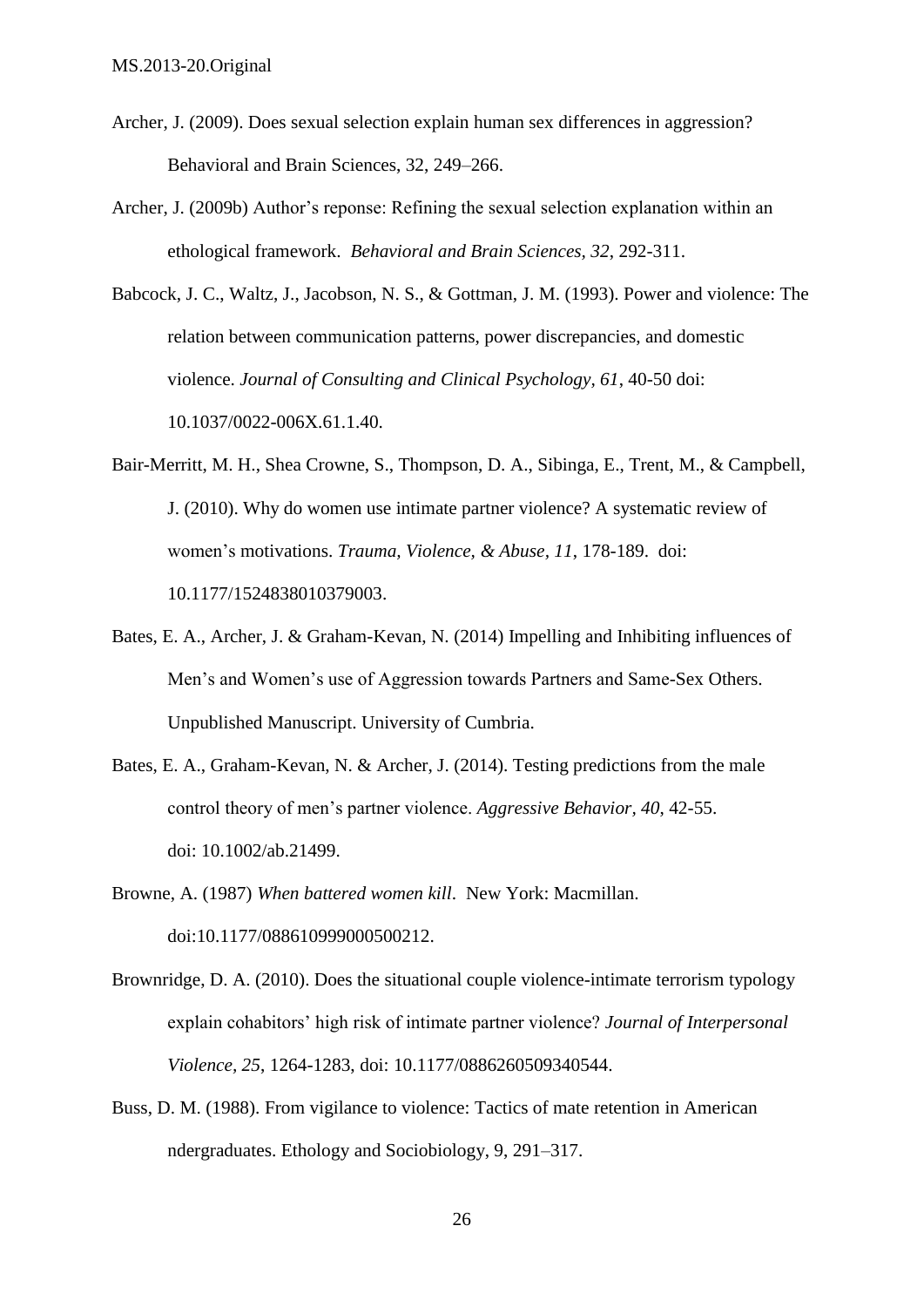Archer, J. (2009). Does sexual selection explain human sex differences in aggression? Behavioral and Brain Sciences, 32, 249–266.

Archer, J. (2009b) Author's reponse: Refining the sexual selection explanation within an ethological framework. *Behavioral and Brain Sciences, 32*, 292-311.

Babcock, J. C., Waltz, J., Jacobson, N. S., & Gottman, J. M. (1993). Power and violence: The relation between communication patterns, power discrepancies, and domestic violence. *Journal of Consulting and Clinical Psychology, 61*, 40-50 doi: 10.1037/0022-006X.61.1.40.

Bair-Merritt, M. H., Shea Crowne, S., Thompson, D. A., Sibinga, E., Trent, M., & Campbell, J. (2010). Why do women use intimate partner violence? A systematic review of women's motivations. *Trauma, Violence, & Abuse, 11*, 178-189. doi: 10.1177/1524838010379003.

Bates, E. A., Archer, J. & Graham-Kevan, N. (2014) Impelling and Inhibiting influences of Men's and Women's use of Aggression towards Partners and Same-Sex Others. Unpublished Manuscript. University of Cumbria.

Bates, E. A., Graham-Kevan, N. & Archer, J. (2014). Testing predictions from the male control theory of men's partner violence. *Aggressive Behavior, 40*, 42-55. doi: 10.1002/ab.21499.

Browne, A. (1987) *When battered women kill*. New York: Macmillan. doi:10.1177/088610999000500212.

Brownridge, D. A. (2010). Does the situational couple violence-intimate terrorism typology explain cohabitors' high risk of intimate partner violence? *Journal of Interpersonal Violence, 25*, 1264-1283, doi: 10.1177/0886260509340544.

Buss, D. M. (1988). From vigilance to violence: Tactics of mate retention in American ndergraduates. Ethology and Sociobiology, 9, 291–317.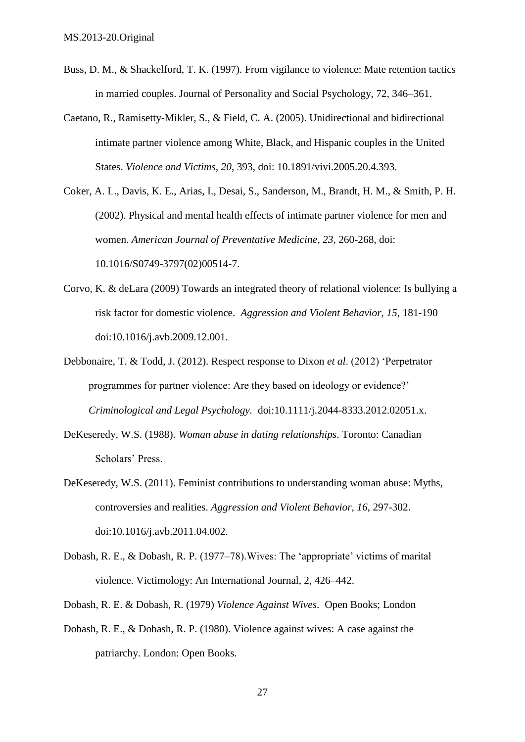Buss, D. M., & Shackelford, T. K. (1997). From vigilance to violence: Mate retention tactics in married couples. Journal of Personality and Social Psychology, 72, 346–361.

Caetano, R., Ramisetty-Mikler, S., & Field, C. A. (2005). Unidirectional and bidirectional intimate partner violence among White, Black, and Hispanic couples in the United States. *Violence and Victims*, *20*, 393, doi: 10.1891/vivi.2005.20.4.393.

Coker, A. L., Davis, K. E., Arias, I., Desai, S., Sanderson, M., Brandt, H. M., & Smith, P. H. (2002). Physical and mental health effects of intimate partner violence for men and women. *American Journal of Preventative Medicine*, *23*, 260-268, doi: 10.1016/S0749-3797(02)00514-7.

Corvo, K. & deLara (2009) Towards an integrated theory of relational violence: Is bullying a risk factor for domestic violence. *Aggression and Violent Behavior, 15*, 181-190 doi:10.1016/j.avb.2009.12.001.

Debbonaire, T. & Todd, J. (2012). Respect response to Dixon *et al*. (2012) 'Perpetrator programmes for partner violence: Are they based on ideology or evidence?' *Criminological and Legal Psychology.* doi:10.1111/j.2044-8333.2012.02051.x.

DeKeseredy, W.S. (1988). *Woman abuse in dating relationships*. Toronto: Canadian Scholars' Press.

DeKeseredy, W.S. (2011). Feminist contributions to understanding woman abuse: Myths, controversies and realities. *Aggression and Violent Behavior, 16*, 297-302. doi:10.1016/j.avb.2011.04.002.

Dobash, R. E., & Dobash, R. P. (1977–78).Wives: The 'appropriate' victims of marital violence. Victimology: An International Journal, 2, 426–442.

Dobash, R. E. & Dobash, R. (1979) *Violence Against Wives*. Open Books; London

Dobash, R. E., & Dobash, R. P. (1980). Violence against wives: A case against the patriarchy. London: Open Books.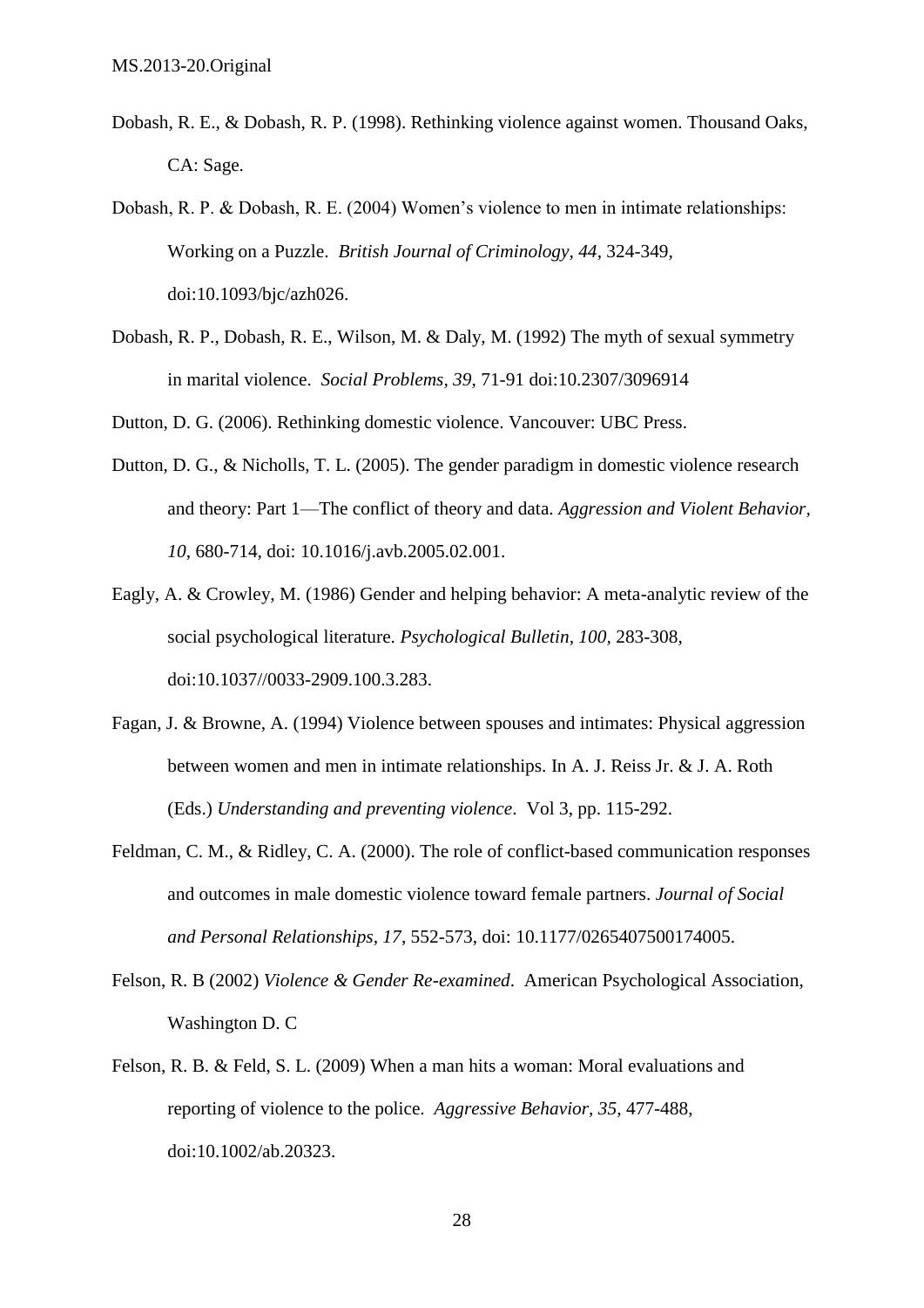Dobash, R. E., & Dobash, R. P. (1998). Rethinking violence against women. Thousand Oaks, CA: Sage.

Dobash, R. P. & Dobash, R. E. (2004) Women's violence to men in intimate relationships: Working on a Puzzle. *British Journal of Criminology, 44*, 324-349, doi:10.1093/bjc/azh026.

Dobash, R. P., Dobash, R. E., Wilson, M. & Daly, M. (1992) The myth of sexual symmetry in marital violence. *Social Problems, 39*, 71-91 doi:10.2307/3096914

Dutton, D. G. (2006). Rethinking domestic violence. Vancouver: UBC Press.

Dutton, D. G., & Nicholls, T. L. (2005). The gender paradigm in domestic violence research and theory: Part 1—The conflict of theory and data. *Aggression and Violent Behavior, 10*, 680-714, doi: 10.1016/j.avb.2005.02.001.

Eagly, A. & Crowley, M. (1986) Gender and helping behavior: A meta-analytic review of the social psychological literature. *Psychological Bulletin, 100*, 283-308, doi:10.1037//0033-2909.100.3.283.

Fagan, J. & Browne, A. (1994) Violence between spouses and intimates: Physical aggression between women and men in intimate relationships. In A. J. Reiss Jr. & J. A. Roth (Eds.) *Understanding and preventing violence*. Vol 3, pp. 115-292.

Feldman, C. M., & Ridley, C. A. (2000). The role of conflict-based communication responses and outcomes in male domestic violence toward female partners. *Journal of Social and Personal Relationships, 17*, 552-573, doi: 10.1177/0265407500174005.

Felson, R. B (2002) *Violence & Gender Re-examined*. American Psychological Association, Washington D. C

Felson, R. B. & Feld, S. L. (2009) When a man hits a woman: Moral evaluations and reporting of violence to the police. *Aggressive Behavior, 35*, 477-488, doi:10.1002/ab.20323.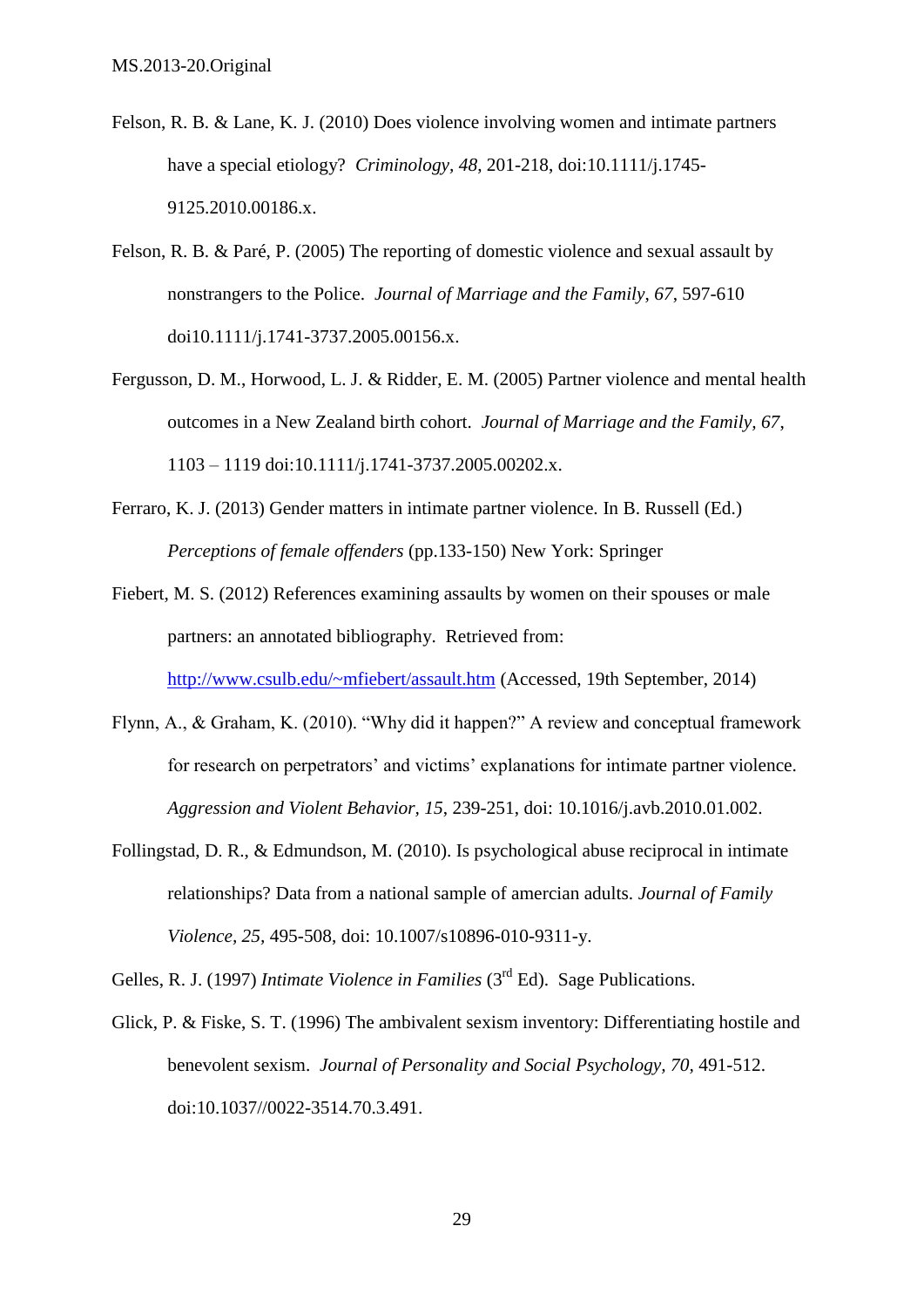Felson, R. B. & Lane, K. J. (2010) Does violence involving women and intimate partners have a special etiology? *Criminology, 48*, 201-218, doi:10.1111/j.1745-9125.2010.00186.x.

Felson, R. B. & Paré, P. (2005) The reporting of domestic violence and sexual assault by nonstrangers to the Police. *Journal of Marriage and the Family, 67*, 597-610 doi10.1111/j.1741-3737.2005.00156.x.

Fergusson, D. M., Horwood, L. J. & Ridder, E. M. (2005) Partner violence and mental health outcomes in a New Zealand birth cohort. *Journal of Marriage and the Family, 67*, 1103 – 1119 doi:10.1111/j.1741-3737.2005.00202.x.

Ferraro, K. J. (2013) Gender matters in intimate partner violence. In B. Russell (Ed.) *Perceptions of female offenders* (pp.133-150) New York: Springer

Fiebert, M. S. (2012) References examining assaults by women on their spouses or male partners: an annotated bibliography. Retrieved from: http://www.csulb.edu/~mfiebert/assault.htm (Accessed, 19th September, 2014)

Flynn, A., & Graham, K. (2010). "Why did it happen?" A review and conceptual framework for research on perpetrators' and victims' explanations for intimate partner violence. *Aggression and Violent Behavior, 15*, 239-251, doi: 10.1016/j.avb.2010.01.002.

Follingstad, D. R., & Edmundson, M. (2010). Is psychological abuse reciprocal in intimate relationships? Data from a national sample of amercian adults. *Journal of Family Violence, 25*, 495-508, doi: 10.1007/s10896-010-9311-y.

Gelles, R. J. (1997) *Intimate Violence in Families* (3rd Ed). Sage Publications.

Glick, P. & Fiske, S. T. (1996) The ambivalent sexism inventory: Differentiating hostile and benevolent sexism. *Journal of Personality and Social Psychology, 70*, 491-512. doi:10.1037//0022-3514.70.3.491.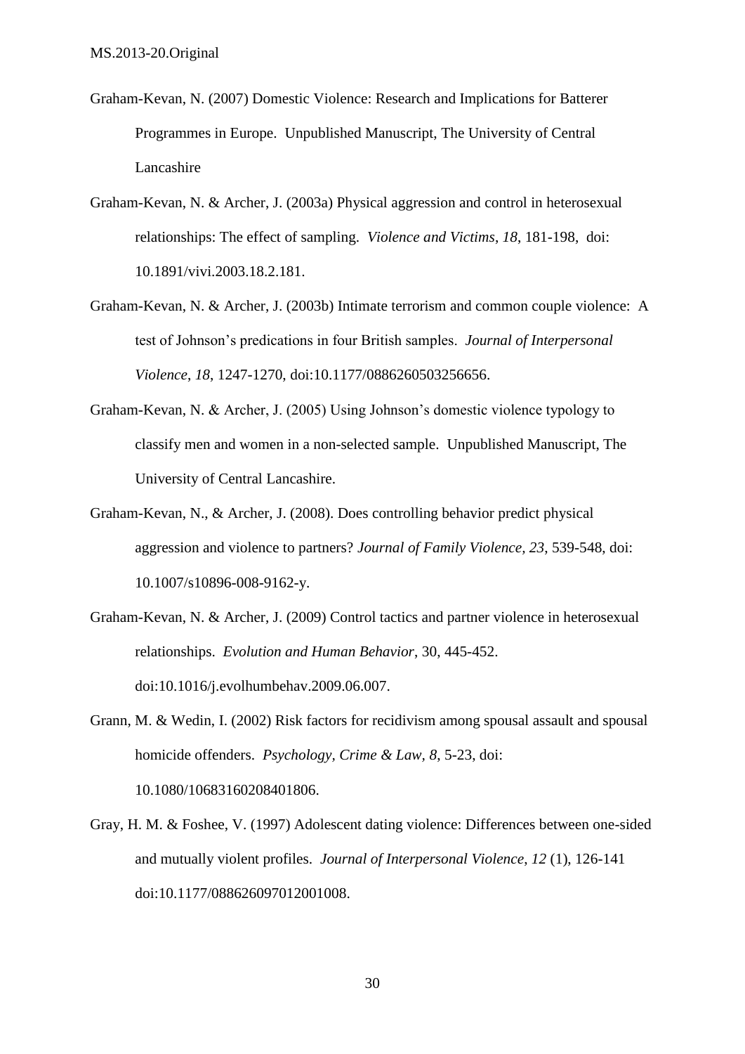Graham-Kevan, N. (2007) Domestic Violence: Research and Implications for Batterer Programmes in Europe. Unpublished Manuscript, The University of Central Lancashire

Graham-Kevan, N. & Archer, J. (2003a) Physical aggression and control in heterosexual relationships: The effect of sampling. *Violence and Victims*, *18*, 181-198, doi: 10.1891/vivi.2003.18.2.181.

Graham-Kevan, N. & Archer, J. (2003b) Intimate terrorism and common couple violence: A test of Johnson's predications in four British samples. *Journal of Interpersonal Violence*, *18*, 1247-1270, doi:10.1177/0886260503256656.

Graham-Kevan, N. & Archer, J. (2005) Using Johnson's domestic violence typology to classify men and women in a non-selected sample. Unpublished Manuscript, The University of Central Lancashire.

Graham-Kevan, N., & Archer, J. (2008). Does controlling behavior predict physical aggression and violence to partners? *Journal of Family Violence, 23*, 539-548, doi: 10.1007/s10896-008-9162-y.

Graham-Kevan, N. & Archer, J. (2009) Control tactics and partner violence in heterosexual relationships. *Evolution and Human Behavior*, 30, 445-452. doi:10.1016/j.evolhumbehav.2009.06.007.

Grann, M. & Wedin, I. (2002) Risk factors for recidivism among spousal assault and spousal homicide offenders. *Psychology, Crime & Law*, *8*, 5-23, doi: 10.1080/10683160208401806.

Gray, H. M. & Foshee, V. (1997) Adolescent dating violence: Differences between one-sided and mutually violent profiles. *Journal of Interpersonal Violence*, *12* (1), 126-141 doi:10.1177/088626097012001008.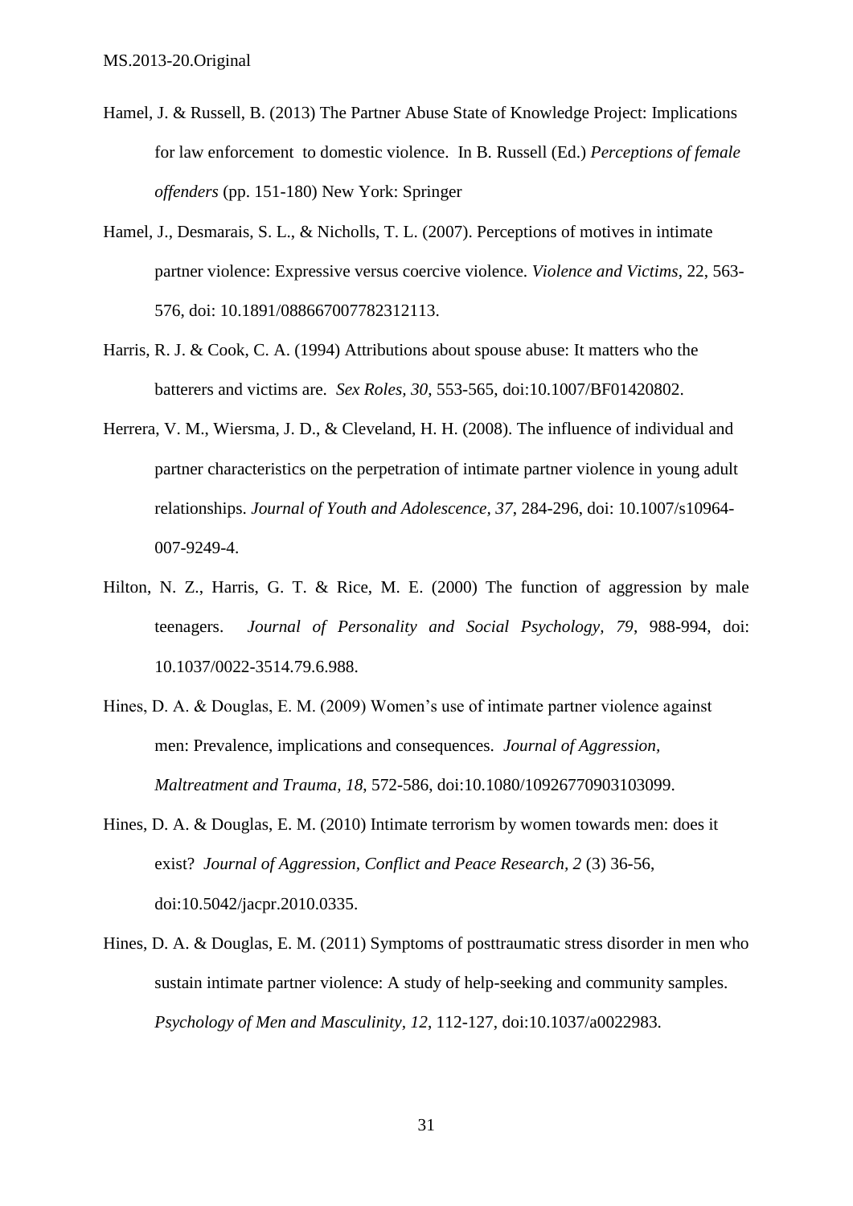Hamel, J. & Russell, B. (2013) The Partner Abuse State of Knowledge Project: Implications for law enforcement  to domestic violence.  In B. Russell (Ed.) *Perceptions of female offenders* (pp. 151-180) New York: Springer

Hamel, J., Desmarais, S. L., & Nicholls, T. L. (2007). Perceptions of motives in intimate partner violence: Expressive versus coercive violence. *Violence and Victims*, 22, 563-576, doi: 10.1891/088667007782312113.

Harris, R. J. & Cook, C. A. (1994) Attributions about spouse abuse: It matters who the batterers and victims are.  *Sex Roles, 30*, 553-565, doi:10.1007/BF01420802.

Herrera, V. M., Wiersma, J. D., & Cleveland, H. H. (2008). The influence of individual and partner characteristics on the perpetration of intimate partner violence in young adult relationships. *Journal of Youth and Adolescence, 37*, 284-296, doi: 10.1007/s10964-007-9249-4.

Hilton, N. Z., Harris, G. T. & Rice, M. E. (2000) The function of aggression by male teenagers.   *Journal of Personality and Social Psychology, 79*, 988-994, doi: 10.1037/0022-3514.79.6.988.

Hines, D. A. & Douglas, E. M. (2009) Women's use of intimate partner violence against men: Prevalence, implications and consequences.  *Journal of Aggression, Maltreatment and Trauma, 18*, 572-586, doi:10.1080/10926770903103099.

Hines, D. A. & Douglas, E. M. (2010) Intimate terrorism by women towards men: does it exist?  *Journal of Aggression, Conflict and Peace Research, 2* (3) 36-56, doi:10.5042/jacpr.2010.0335.

Hines, D. A. & Douglas, E. M. (2011) Symptoms of posttraumatic stress disorder in men who sustain intimate partner violence: A study of help-seeking and community samples. *Psychology of Men and Masculinity, 12*, 112-127, doi:10.1037/a0022983.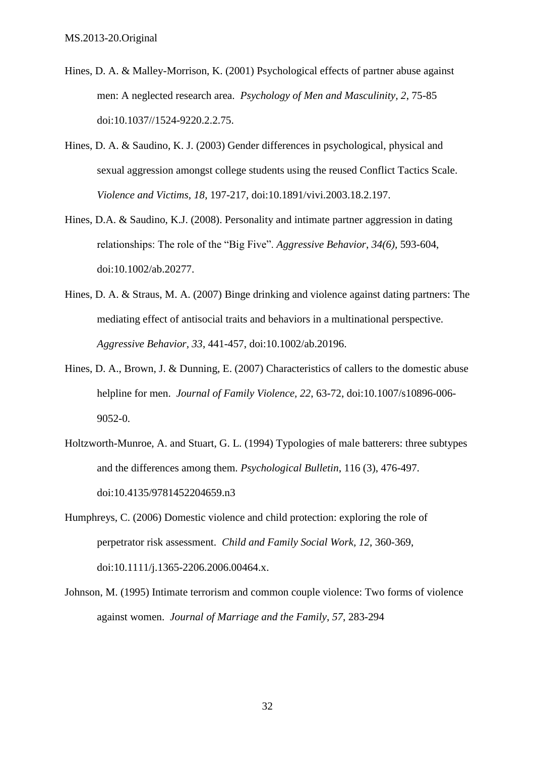Hines, D. A. & Malley-Morrison, K. (2001) Psychological effects of partner abuse against men: A neglected research area. *Psychology of Men and Masculinity, 2*, 75-85 doi:10.1037//1524-9220.2.2.75.

Hines, D. A. & Saudino, K. J. (2003) Gender differences in psychological, physical and sexual aggression amongst college students using the reused Conflict Tactics Scale. *Violence and Victims, 18*, 197-217, doi:10.1891/vivi.2003.18.2.197.

Hines, D.A. & Saudino, K.J. (2008). Personality and intimate partner aggression in dating relationships: The role of the "Big Five". *Aggressive Behavior, 34(6)*, 593-604, doi:10.1002/ab.20277.

Hines, D. A. & Straus, M. A. (2007) Binge drinking and violence against dating partners: The mediating effect of antisocial traits and behaviors in a multinational perspective. *Aggressive Behavior, 33*, 441-457, doi:10.1002/ab.20196.

Hines, D. A., Brown, J. & Dunning, E. (2007) Characteristics of callers to the domestic abuse helpline for men. *Journal of Family Violence, 22*, 63-72, doi:10.1007/s10896-006-9052-0.

Holtzworth-Munroe, A. and Stuart, G. L. (1994) Typologies of male batterers: three subtypes and the differences among them. *Psychological Bulletin*, 116 (3), 476-497. doi:10.4135/9781452204659.n3

Humphreys, C. (2006) Domestic violence and child protection: exploring the role of perpetrator risk assessment. *Child and Family Social Work, 12*, 360-369, doi:10.1111/j.1365-2206.2006.00464.x.

Johnson, M. (1995) Intimate terrorism and common couple violence: Two forms of violence against women. *Journal of Marriage and the Family, 57*, 283-294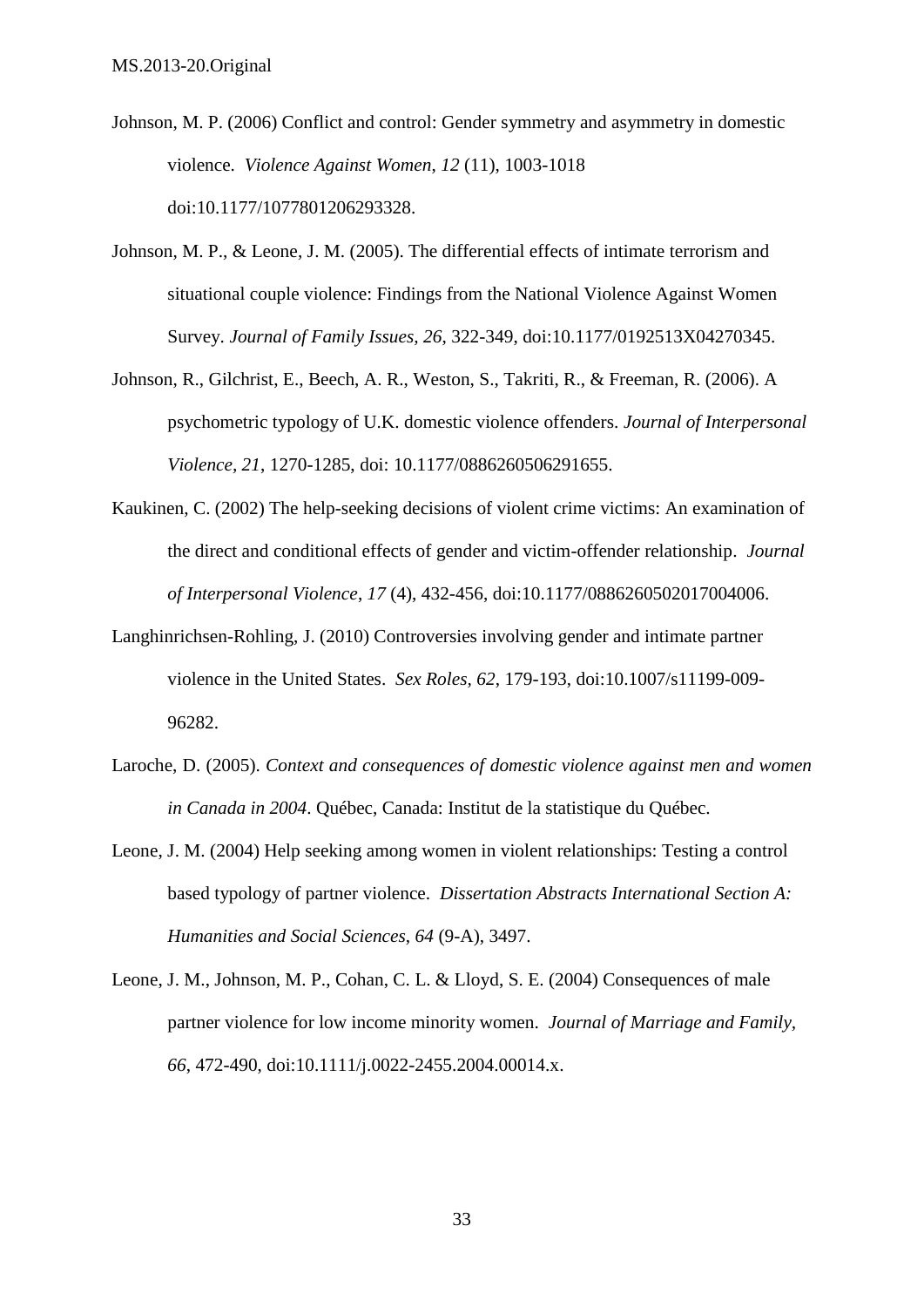Johnson, M. P. (2006) Conflict and control: Gender symmetry and asymmetry in domestic violence. *Violence Against Women, 12* (11), 1003-1018 doi:10.1177/1077801206293328.

Johnson, M. P., & Leone, J. M. (2005). The differential effects of intimate terrorism and situational couple violence: Findings from the National Violence Against Women Survey. *Journal of Family Issues, 26*, 322-349, doi:10.1177/0192513X04270345.

Johnson, R., Gilchrist, E., Beech, A. R., Weston, S., Takriti, R., & Freeman, R. (2006). A psychometric typology of U.K. domestic violence offenders. *Journal of Interpersonal Violence, 21*, 1270-1285, doi: 10.1177/0886260506291655.

Kaukinen, C. (2002) The help-seeking decisions of violent crime victims: An examination of the direct and conditional effects of gender and victim-offender relationship. *Journal of Interpersonal Violence*, *17* (4), 432-456, doi:10.1177/0886260502017004006.

Langhinrichsen-Rohling, J. (2010) Controversies involving gender and intimate partner violence in the United States. *Sex Roles, 62*, 179-193, doi:10.1007/s11199-009-96282.

Laroche, D. (2005). *Context and consequences of domestic violence against men and women in Canada in 2004*. Québec, Canada: Institut de la statistique du Québec.

Leone, J. M. (2004) Help seeking among women in violent relationships: Testing a control based typology of partner violence. *Dissertation Abstracts International Section A: Humanities and Social Sciences*, *64* (9-A), 3497.

Leone, J. M., Johnson, M. P., Cohan, C. L. & Lloyd, S. E. (2004) Consequences of male partner violence for low income minority women. *Journal of Marriage and Family*, *66*, 472-490, doi:10.1111/j.0022-2455.2004.00014.x.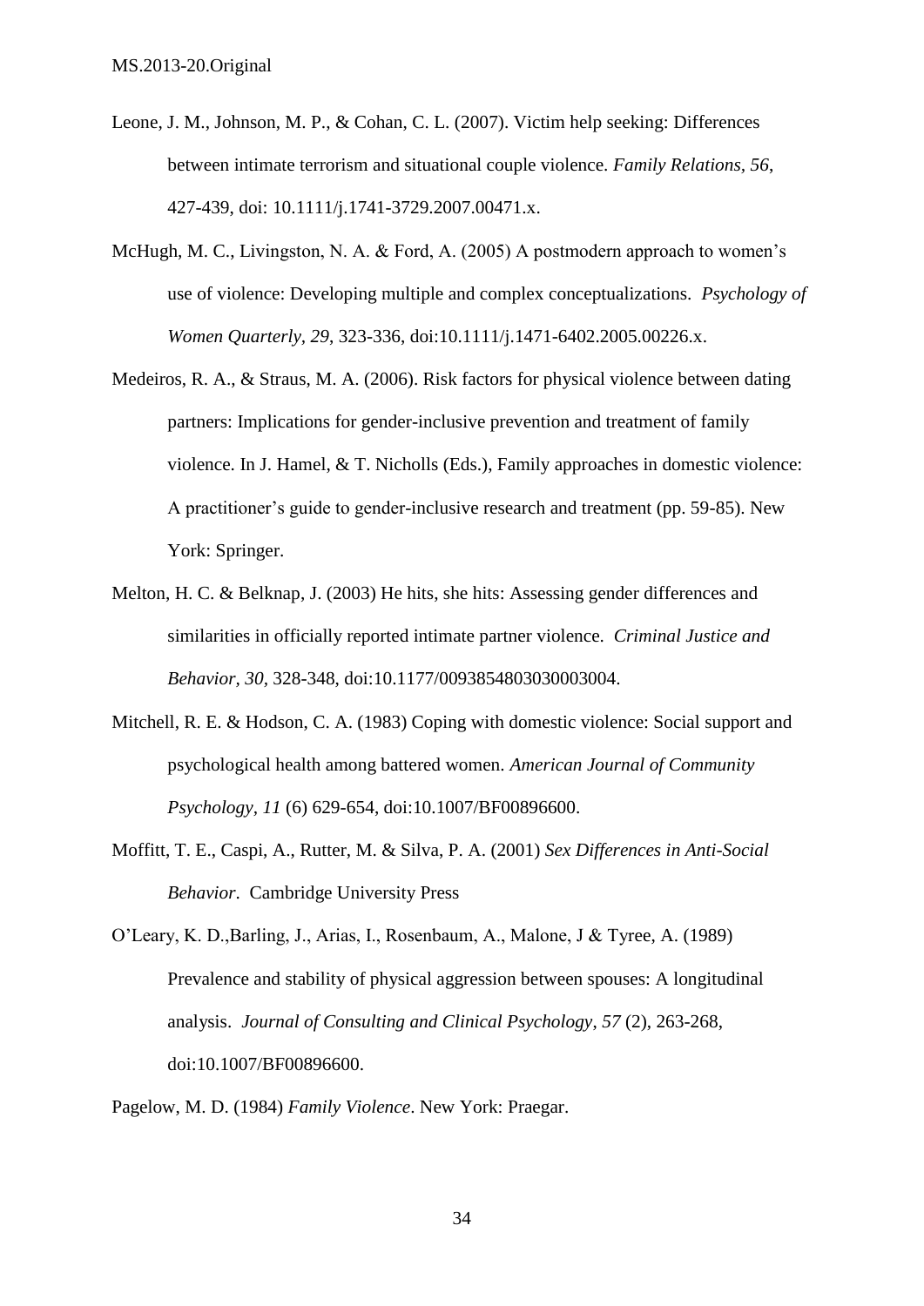Leone, J. M., Johnson, M. P., & Cohan, C. L. (2007). Victim help seeking: Differences between intimate terrorism and situational couple violence. *Family Relations*, *56*, 427-439, doi: 10.1111/j.1741-3729.2007.00471.x.

McHugh, M. C., Livingston, N. A. & Ford, A. (2005) A postmodern approach to women's use of violence: Developing multiple and complex conceptualizations. *Psychology of Women Quarterly, 29*, 323-336, doi:10.1111/j.1471-6402.2005.00226.x.

Medeiros, R. A., & Straus, M. A. (2006). Risk factors for physical violence between dating partners: Implications for gender-inclusive prevention and treatment of family violence. In J. Hamel, & T. Nicholls (Eds.), Family approaches in domestic violence: A practitioner's guide to gender-inclusive research and treatment (pp. 59-85). New York: Springer.

Melton, H. C. & Belknap, J. (2003) He hits, she hits: Assessing gender differences and similarities in officially reported intimate partner violence. *Criminal Justice and Behavior, 30*, 328-348, doi:10.1177/0093854803030003004.

Mitchell, R. E. & Hodson, C. A. (1983) Coping with domestic violence: Social support and psychological health among battered women. *American Journal of Community Psychology, 11* (6) 629-654, doi:10.1007/BF00896600.

Moffitt, T. E., Caspi, A., Rutter, M. & Silva, P. A. (2001) *Sex Differences in Anti-Social Behavior*. Cambridge University Press

O'Leary, K. D.,Barling, J., Arias, I., Rosenbaum, A., Malone, J & Tyree, A. (1989) Prevalence and stability of physical aggression between spouses: A longitudinal analysis. *Journal of Consulting and Clinical Psychology*, *57* (2), 263-268, doi:10.1007/BF00896600.

Pagelow, M. D. (1984) *Family Violence*. New York: Praegar.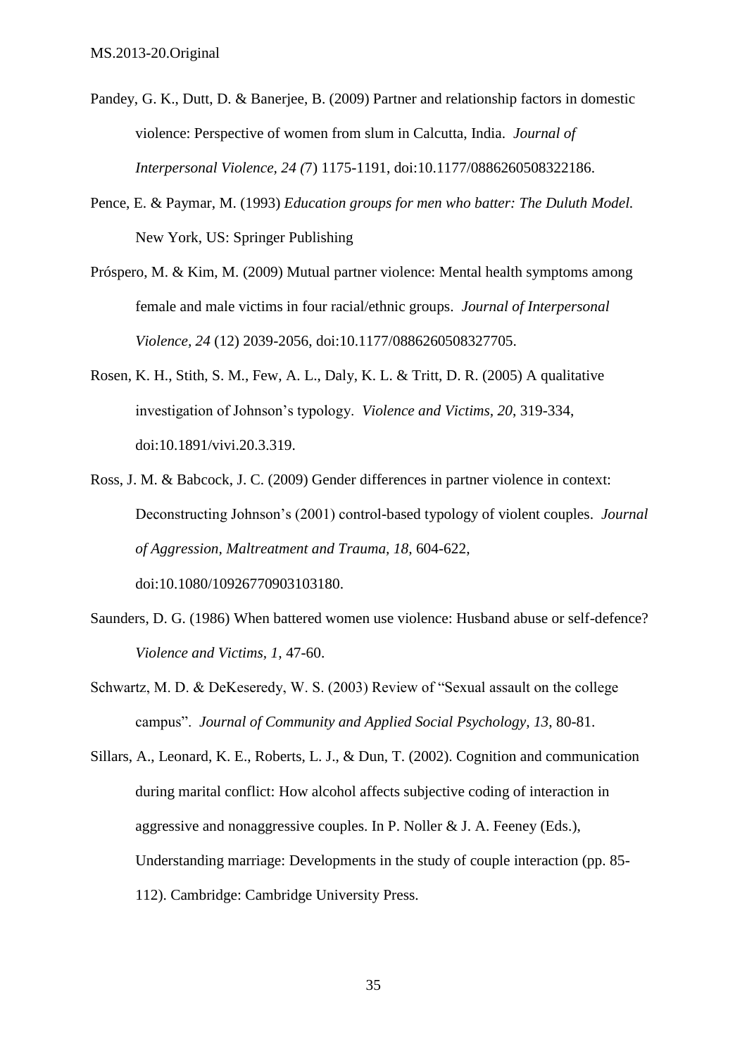Pandey, G. K., Dutt, D. & Banerjee, B. (2009) Partner and relationship factors in domestic violence: Perspective of women from slum in Calcutta, India. *Journal of Interpersonal Violence, 24 (*7) 1175-1191, doi:10.1177/0886260508322186.

Pence, E. & Paymar, M. (1993) *Education groups for men who batter: The Duluth Model.* New York, US: Springer Publishing

Próspero, M. & Kim, M. (2009) Mutual partner violence: Mental health symptoms among female and male victims in four racial/ethnic groups. *Journal of Interpersonal Violence, 24* (12) 2039-2056, doi:10.1177/0886260508327705.

Rosen, K. H., Stith, S. M., Few, A. L., Daly, K. L. & Tritt, D. R. (2005) A qualitative investigation of Johnson's typology. *Violence and Victims, 20*, 319-334, doi:10.1891/vivi.20.3.319.

Ross, J. M. & Babcock, J. C. (2009) Gender differences in partner violence in context: Deconstructing Johnson's (2001) control-based typology of violent couples. *Journal of Aggression, Maltreatment and Trauma, 18,* 604-622, doi:10.1080/10926770903103180.

Saunders, D. G. (1986) When battered women use violence: Husband abuse or self-defence? *Violence and Victims, 1,* 47-60.

Schwartz, M. D. & DeKeseredy, W. S. (2003) Review of "Sexual assault on the college campus". *Journal of Community and Applied Social Psychology, 13,* 80-81.

Sillars, A., Leonard, K. E., Roberts, L. J., & Dun, T. (2002). Cognition and communication during marital conflict: How alcohol affects subjective coding of interaction in aggressive and nonaggressive couples. In P. Noller & J. A. Feeney (Eds.), Understanding marriage: Developments in the study of couple interaction (pp. 85-112). Cambridge: Cambridge University Press.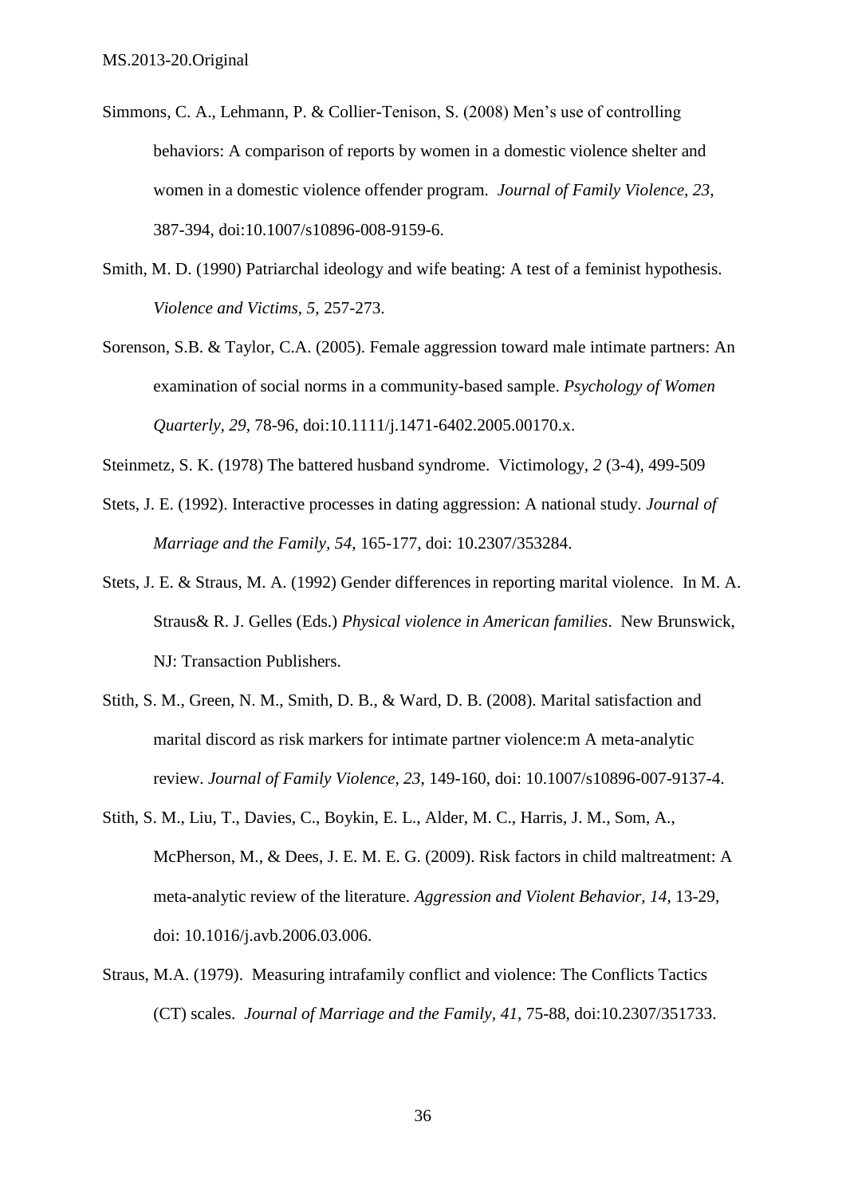Simmons, C. A., Lehmann, P. & Collier-Tenison, S. (2008) Men's use of controlling behaviors: A comparison of reports by women in a domestic violence shelter and women in a domestic violence offender program. *Journal of Family Violence, 23*, 387-394, doi:10.1007/s10896-008-9159-6.

Smith, M. D. (1990) Patriarchal ideology and wife beating: A test of a feminist hypothesis. *Violence and Victims, 5*, 257-273.

Sorenson, S.B. & Taylor, C.A. (2005). Female aggression toward male intimate partners: An examination of social norms in a community-based sample. *Psychology of Women Quarterly, 29*, 78-96, doi:10.1111/j.1471-6402.2005.00170.x.

Steinmetz, S. K. (1978) The battered husband syndrome. Victimology, *2* (3-4), 499-509

Stets, J. E. (1992). Interactive processes in dating aggression: A national study. *Journal of Marriage and the Family, 54*, 165-177, doi: 10.2307/353284.

Stets, J. E. & Straus, M. A. (1992) Gender differences in reporting marital violence. In M. A. Straus& R. J. Gelles (Eds.) *Physical violence in American families*. New Brunswick, NJ: Transaction Publishers.

Stith, S. M., Green, N. M., Smith, D. B., & Ward, D. B. (2008). Marital satisfaction and marital discord as risk markers for intimate partner violence:m A meta-analytic review. *Journal of Family Violence, 23*, 149-160, doi: 10.1007/s10896-007-9137-4.

Stith, S. M., Liu, T., Davies, C., Boykin, E. L., Alder, M. C., Harris, J. M., Som, A., McPherson, M., & Dees, J. E. M. E. G. (2009). Risk factors in child maltreatment: A meta-analytic review of the literature. *Aggression and Violent Behavior, 14*, 13-29, doi: 10.1016/j.avb.2006.03.006.

Straus, M.A. (1979). Measuring intrafamily conflict and violence: The Conflicts Tactics (CT) scales. *Journal of Marriage and the Family, 41*, 75-88, doi:10.2307/351733.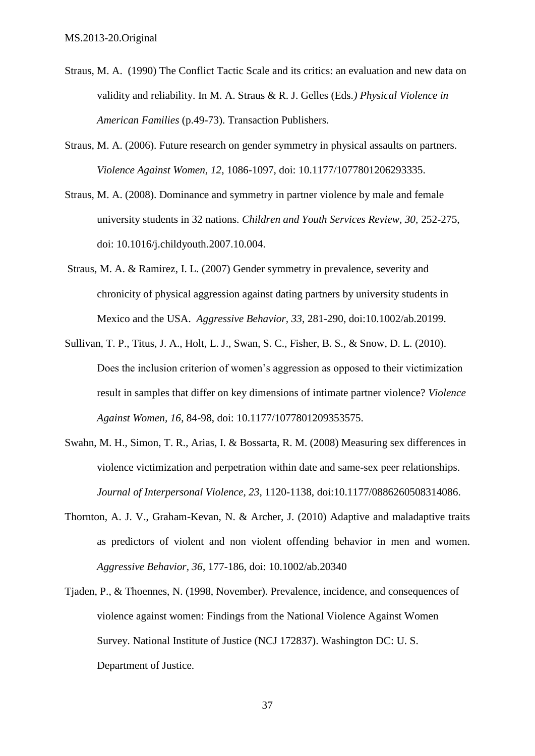Straus, M. A. (1990) The Conflict Tactic Scale and its critics: an evaluation and new data on validity and reliability. In M. A. Straus & R. J. Gelles (Eds.*) Physical Violence in American Families* (p.49-73). Transaction Publishers.

Straus, M. A. (2006). Future research on gender symmetry in physical assaults on partners. *Violence Against Women*, *12*, 1086-1097, doi: 10.1177/1077801206293335.

Straus, M. A. (2008). Dominance and symmetry in partner violence by male and female university students in 32 nations. *Children and Youth Services Review, 30,* 252-275, doi: 10.1016/j.childyouth.2007.10.004.

Straus, M. A. & Ramirez, I. L. (2007) Gender symmetry in prevalence, severity and chronicity of physical aggression against dating partners by university students in Mexico and the USA. *Aggressive Behavior, 33*, 281-290, doi:10.1002/ab.20199.

Sullivan, T. P., Titus, J. A., Holt, L. J., Swan, S. C., Fisher, B. S., & Snow, D. L. (2010). Does the inclusion criterion of women's aggression as opposed to their victimization result in samples that differ on key dimensions of intimate partner violence? *Violence Against Women, 16,* 84-98, doi: 10.1177/1077801209353575.

Swahn, M. H., Simon, T. R., Arias, I. & Bossarta, R. M. (2008) Measuring sex differences in violence victimization and perpetration within date and same-sex peer relationships. *Journal of Interpersonal Violence, 23*, 1120-1138, doi:10.1177/0886260508314086.

Thornton, A. J. V., Graham-Kevan, N. & Archer, J. (2010) Adaptive and maladaptive traits as predictors of violent and non violent offending behavior in men and women. *Aggressive Behavior, 36*, 177-186, doi: 10.1002/ab.20340

Tjaden, P., & Thoennes, N. (1998, November). Prevalence, incidence, and consequences of violence against women: Findings from the National Violence Against Women Survey. National Institute of Justice (NCJ 172837). Washington DC: U. S. Department of Justice.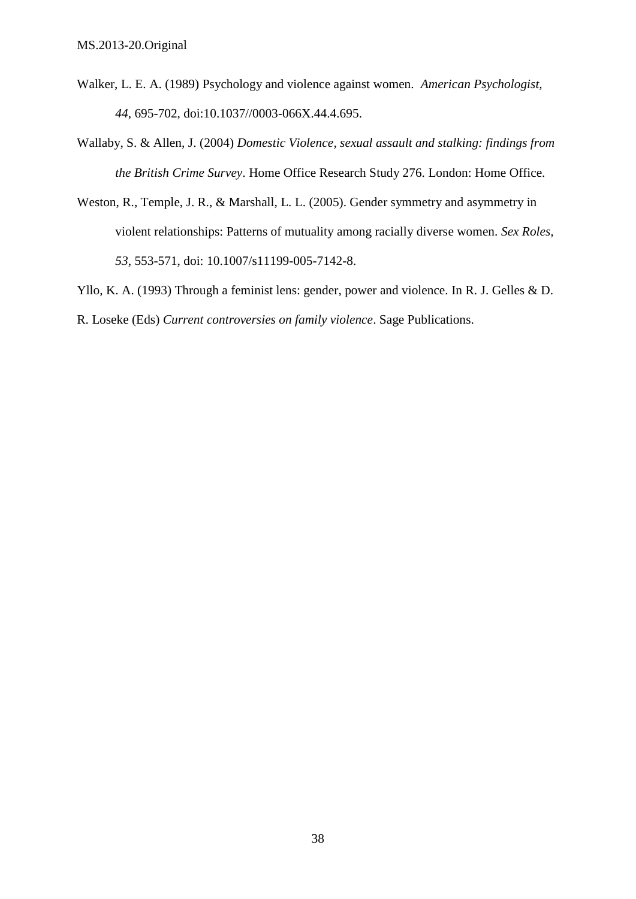Walker, L. E. A. (1989) Psychology and violence against women. *American Psychologist, 44*, 695-702, doi:10.1037//0003-066X.44.4.695.

Wallaby, S. & Allen, J. (2004) *Domestic Violence, sexual assault and stalking: findings from the British Crime Survey*. Home Office Research Study 276. London: Home Office.

Weston, R., Temple, J. R., & Marshall, L. L. (2005). Gender symmetry and asymmetry in violent relationships: Patterns of mutuality among racially diverse women. *Sex Roles, 53*, 553-571, doi: 10.1007/s11199-005-7142-8.

Yllo, K. A. (1993) Through a feminist lens: gender, power and violence. In R. J. Gelles & D. R. Loseke (Eds) *Current controversies on family violence*. Sage Publications.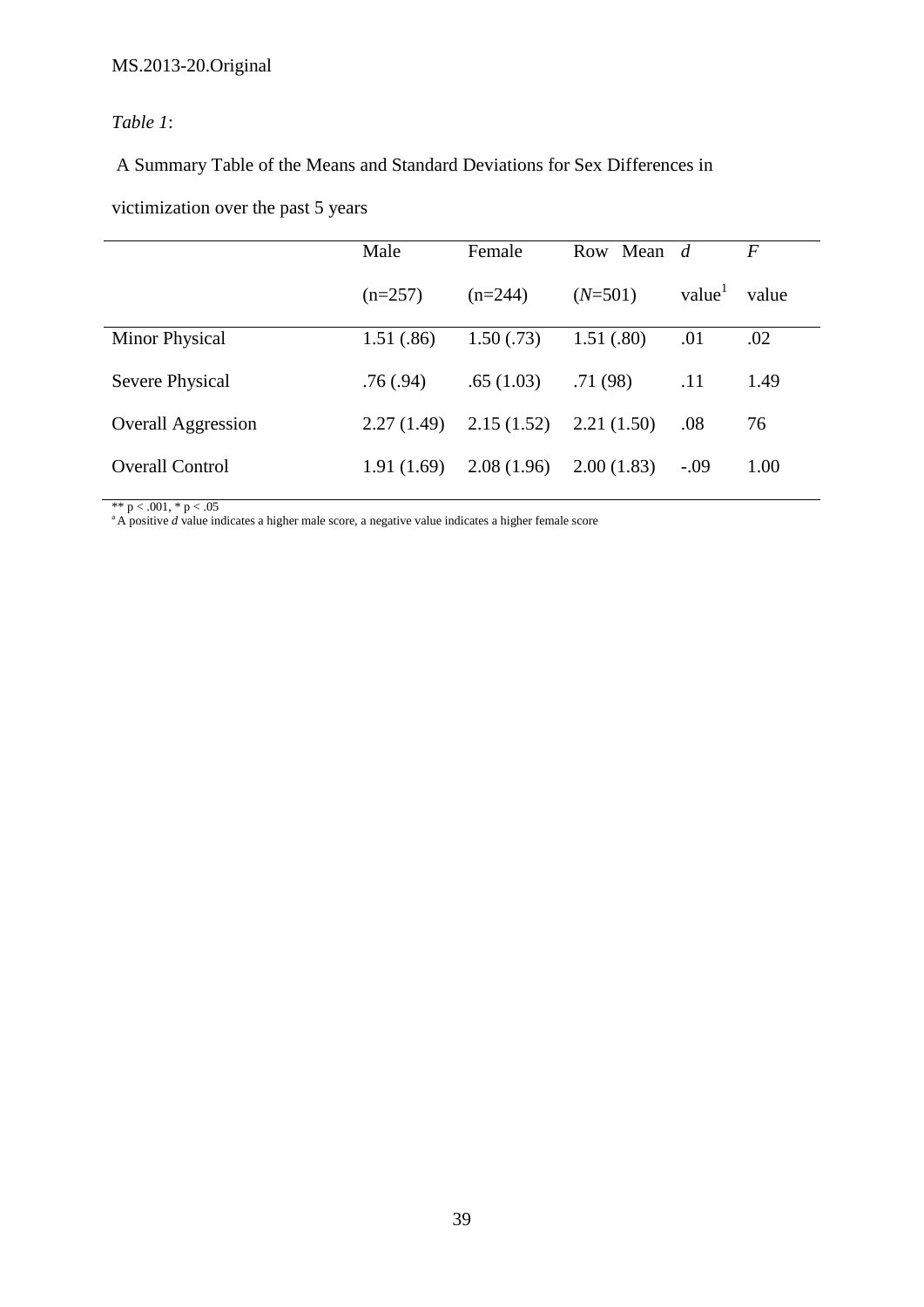MS.2013-20.Original

*Table 1*:

A Summary Table of the Means and Standard Deviations for Sex Differences in victimization over the past 5 years

| | Male (n=257) | Female (n=244) | Row Mean (*N*=501) | *d* value[1] | *F* value |
|---|---|---|---|---|---|
| Minor Physical | 1.51 (.86) | 1.50 (.73) | 1.51 (.80) | .01 | .02 |
| Severe Physical | .76 (.94) | .65 (1.03) | .71 (98) | .11 | 1.49 |
| Overall Aggression | 2.27 (1.49) | 2.15 (1.52) | 2.21 (1.50) | .08 | 76 |
| Overall Control | 1.91 (1.69) | 2.08 (1.96) | 2.00 (1.83) | -.09 | 1.00 |

** p < .001, * p < .05

[a] A positive *d* value indicates a higher male score, a negative value indicates a higher female score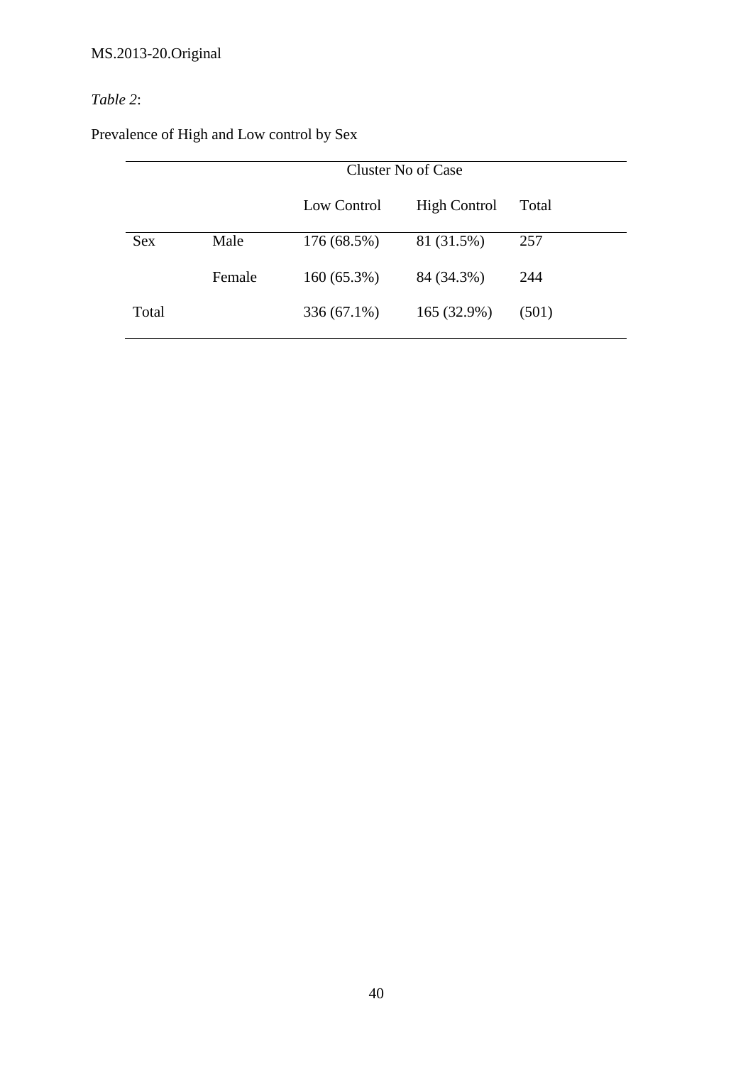*Table 2*:

Prevalence of High and Low control by Sex

| | | Cluster No of Case | | |
|---|---|---|---|---|
| | | Low Control | High Control | Total |
| Sex | Male | 176 (68.5%) | 81 (31.5%) | 257 |
| | Female | 160 (65.3%) | 84 (34.3%) | 244 |
| Total | | 336 (67.1%) | 165 (32.9%) | (501) |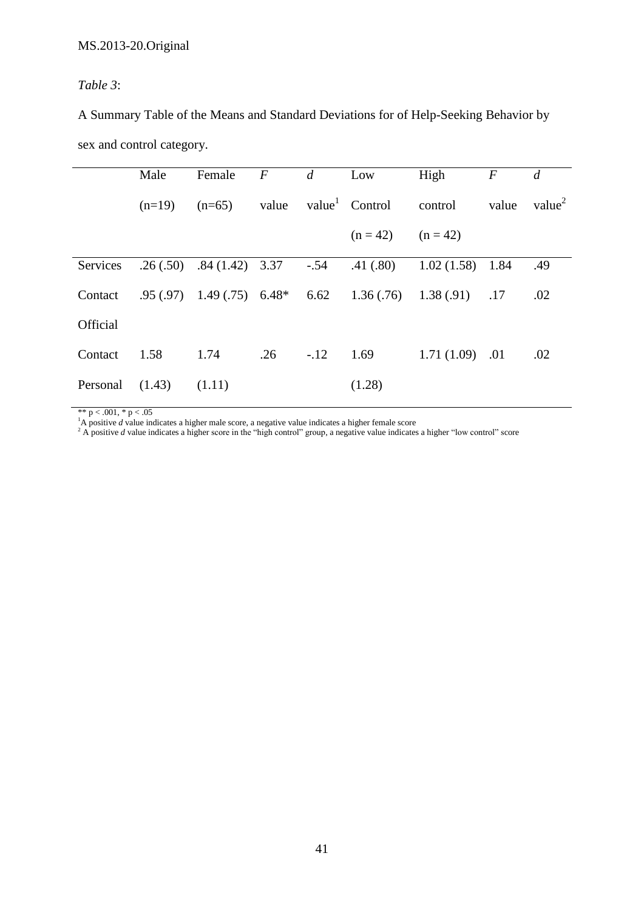*Table 3*:

A Summary Table of the Means and Standard Deviations for of Help-Seeking Behavior by sex and control category.

| | Male (n=19) | Female (n=65) | *F* value | *d* value[1] | Low Control (n = 42) | High control (n = 42) | *F* value | *d* value[2] |
|---|---|---|---|---|---|---|---|---|
| Services | .26 (.50) | .84 (1.42) | 3.37 | -.54 | .41 (.80) | 1.02 (1.58) | 1.84 | .49 |
| Contact Official | .95 (.97) | 1.49 (.75) | 6.48* | 6.62 | 1.36 (.76) | 1.38 (.91) | .17 | .02 |
| Contact Personal | 1.58 (1.43) | 1.74 (1.11) | .26 | -.12 | 1.69 (1.28) | 1.71 (1.09) | .01 | .02 |

** $p < .001$, * $p < .05$

[1]A positive *d* value indicates a higher male score, a negative value indicates a higher female score

[2] A positive *d* value indicates a higher score in the "high control" group, a negative value indicates a higher "low control" score